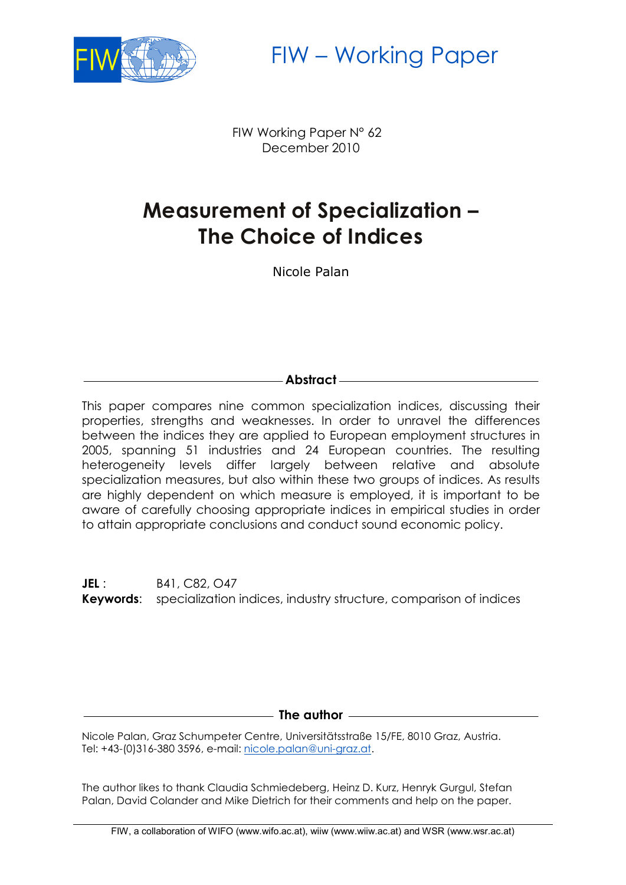FIW – Working Paper

FIW Working Paper N° 62
December 2010

# Measurement of Specialization – The Choice of Indices

Nicole Palan

## Abstract

This paper compares nine common specialization indices, discussing their properties, strengths and weaknesses. In order to unravel the differences between the indices they are applied to European employment structures in 2005, spanning 51 industries and 24 European countries. The resulting heterogeneity levels differ largely between relative and absolute specialization measures, but also within these two groups of indices. As results are highly dependent on which measure is employed, it is important to be aware of carefully choosing appropriate indices in empirical studies in order to attain appropriate conclusions and conduct sound economic policy.

**JEL** : B41, C82, O47
**Keywords**: specialization indices, industry structure, comparison of indices

## The author

Nicole Palan, Graz Schumpeter Centre, Universitätsstraße 15/FE, 8010 Graz, Austria.
Tel: +43-(0)316-380 3596, e-mail: nicole.palan@uni-graz.at.

The author likes to thank Claudia Schmiedeberg, Heinz D. Kurz, Henryk Gurgul, Stefan Palan, David Colander and Mike Dietrich for their comments and help on the paper.

FIW, a collaboration of WIFO (www.wifo.ac.at), wiiw (www.wiiw.ac.at) and WSR (www.wsr.ac.at)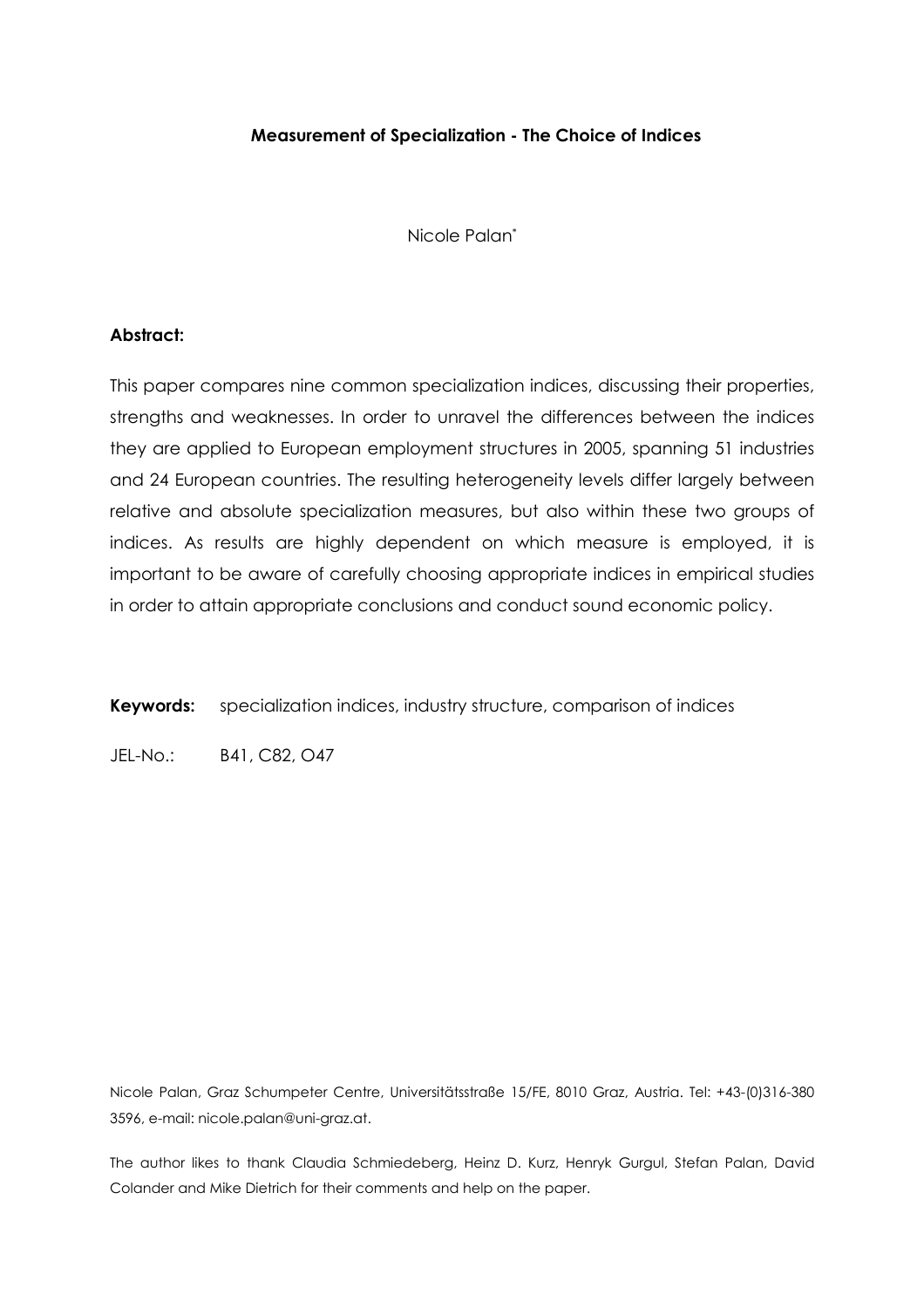**Measurement of Specialization - The Choice of Indices**

Nicole Palan*

**Abstract:**

This paper compares nine common specialization indices, discussing their properties, strengths and weaknesses. In order to unravel the differences between the indices they are applied to European employment structures in 2005, spanning 51 industries and 24 European countries. The resulting heterogeneity levels differ largely between relative and absolute specialization measures, but also within these two groups of indices. As results are highly dependent on which measure is employed, it is important to be aware of carefully choosing appropriate indices in empirical studies in order to attain appropriate conclusions and conduct sound economic policy.

**Keywords:** specialization indices, industry structure, comparison of indices

JEL-No.: B41, C82, O47

Nicole Palan, Graz Schumpeter Centre, Universitätsstraße 15/FE, 8010 Graz, Austria. Tel: +43-(0)316-380 3596, e-mail: nicole.palan@uni-graz.at.

The author likes to thank Claudia Schmiedeberg, Heinz D. Kurz, Henryk Gurgul, Stefan Palan, David Colander and Mike Dietrich for their comments and help on the paper.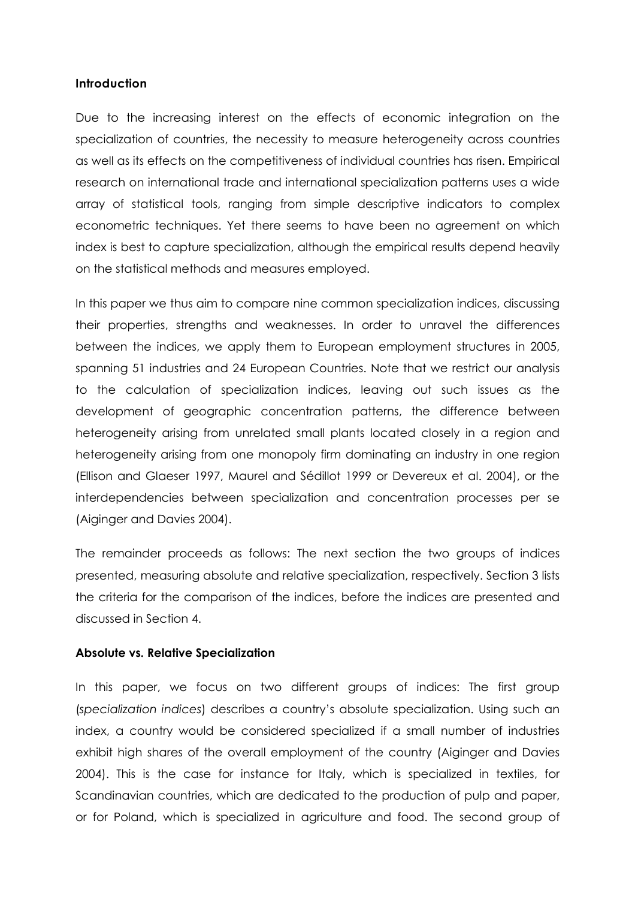## Introduction

Due to the increasing interest on the effects of economic integration on the specialization of countries, the necessity to measure heterogeneity across countries as well as its effects on the competitiveness of individual countries has risen. Empirical research on international trade and international specialization patterns uses a wide array of statistical tools, ranging from simple descriptive indicators to complex econometric techniques. Yet there seems to have been no agreement on which index is best to capture specialization, although the empirical results depend heavily on the statistical methods and measures employed.

In this paper we thus aim to compare nine common specialization indices, discussing their properties, strengths and weaknesses. In order to unravel the differences between the indices, we apply them to European employment structures in 2005, spanning 51 industries and 24 European Countries. Note that we restrict our analysis to the calculation of specialization indices, leaving out such issues as the development of geographic concentration patterns, the difference between heterogeneity arising from unrelated small plants located closely in a region and heterogeneity arising from one monopoly firm dominating an industry in one region (Ellison and Glaeser 1997, Maurel and Sédillot 1999 or Devereux et al. 2004), or the interdependencies between specialization and concentration processes per se (Aiginger and Davies 2004).

The remainder proceeds as follows: The next section the two groups of indices presented, measuring absolute and relative specialization, respectively. Section 3 lists the criteria for the comparison of the indices, before the indices are presented and discussed in Section 4.

## Absolute vs. Relative Specialization

In this paper, we focus on two different groups of indices: The first group (*specialization indices*) describes a country's absolute specialization. Using such an index, a country would be considered specialized if a small number of industries exhibit high shares of the overall employment of the country (Aiginger and Davies 2004). This is the case for instance for Italy, which is specialized in textiles, for Scandinavian countries, which are dedicated to the production of pulp and paper, or for Poland, which is specialized in agriculture and food. The second group of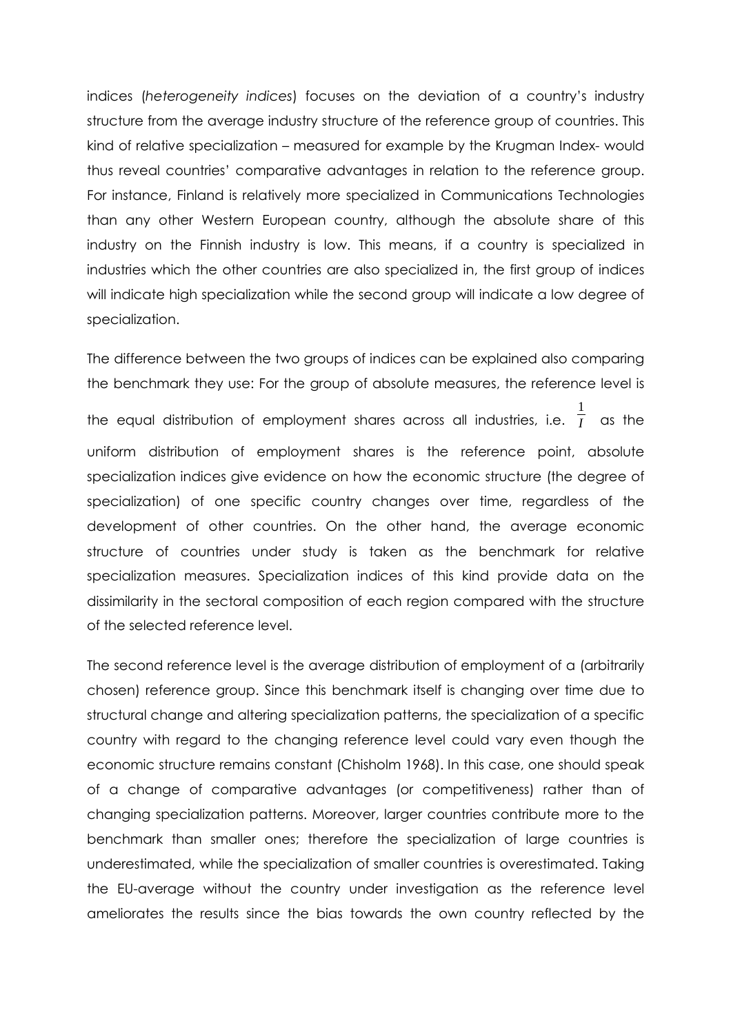indices (*heterogeneity indices*) focuses on the deviation of a country's industry structure from the average industry structure of the reference group of countries. This kind of relative specialization – measured for example by the Krugman Index- would thus reveal countries' comparative advantages in relation to the reference group. For instance, Finland is relatively more specialized in Communications Technologies than any other Western European country, although the absolute share of this industry on the Finnish industry is low. This means, if a country is specialized in industries which the other countries are also specialized in, the first group of indices will indicate high specialization while the second group will indicate a low degree of specialization.

The difference between the two groups of indices can be explained also comparing the benchmark they use: For the group of absolute measures, the reference level is the equal distribution of employment shares across all industries, i.e. $\frac{1}{I}$ as the uniform distribution of employment shares is the reference point, absolute specialization indices give evidence on how the economic structure (the degree of specialization) of one specific country changes over time, regardless of the development of other countries. On the other hand, the average economic structure of countries under study is taken as the benchmark for relative specialization measures. Specialization indices of this kind provide data on the dissimilarity in the sectoral composition of each region compared with the structure of the selected reference level.

The second reference level is the average distribution of employment of a (arbitrarily chosen) reference group. Since this benchmark itself is changing over time due to structural change and altering specialization patterns, the specialization of a specific country with regard to the changing reference level could vary even though the economic structure remains constant (Chisholm 1968). In this case, one should speak of a change of comparative advantages (or competitiveness) rather than of changing specialization patterns. Moreover, larger countries contribute more to the benchmark than smaller ones; therefore the specialization of large countries is underestimated, while the specialization of smaller countries is overestimated. Taking the EU-average without the country under investigation as the reference level ameliorates the results since the bias towards the own country reflected by the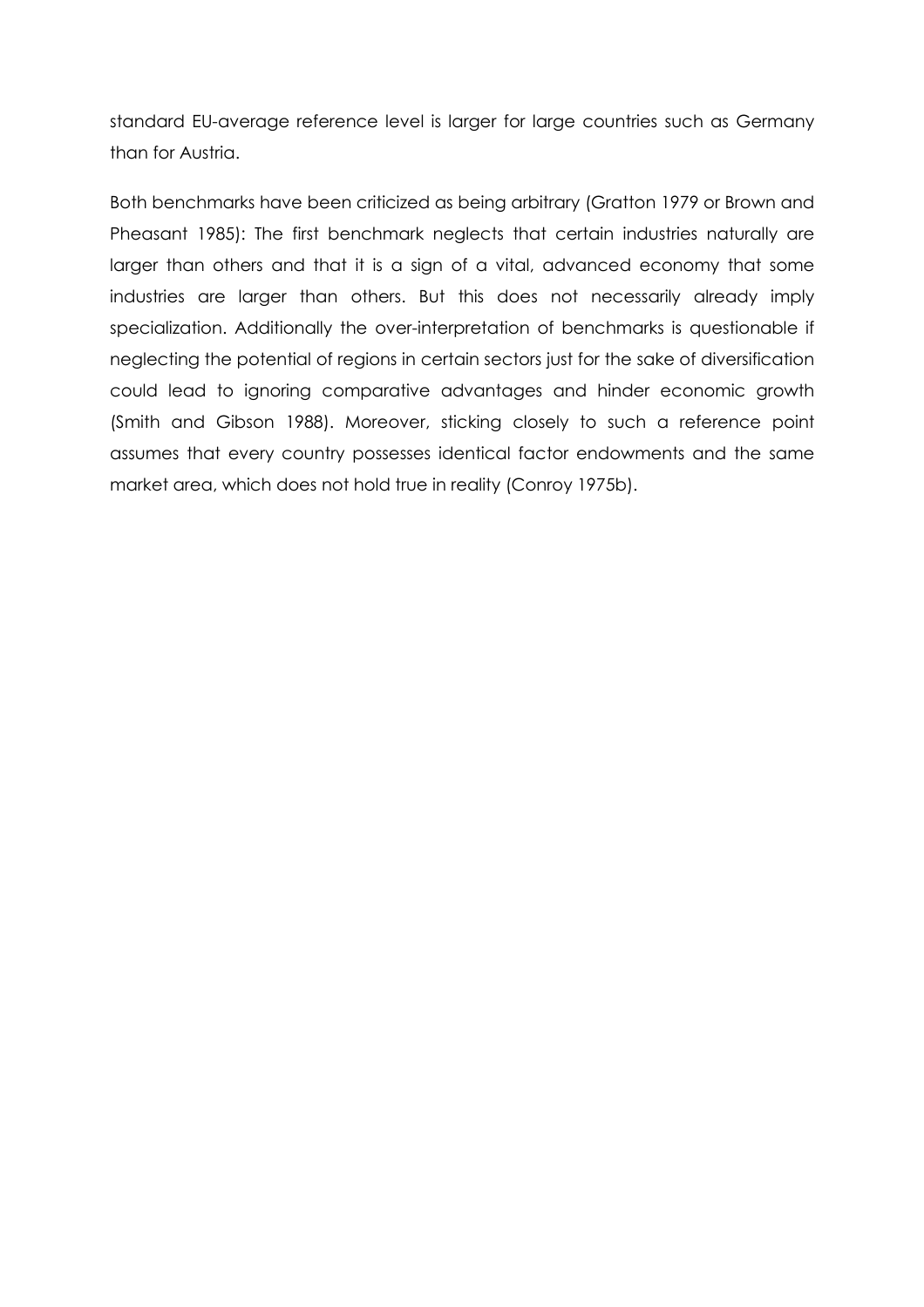standard EU-average reference level is larger for large countries such as Germany than for Austria.

Both benchmarks have been criticized as being arbitrary (Gratton 1979 or Brown and Pheasant 1985): The first benchmark neglects that certain industries naturally are larger than others and that it is a sign of a vital, advanced economy that some industries are larger than others. But this does not necessarily already imply specialization. Additionally the over-interpretation of benchmarks is questionable if neglecting the potential of regions in certain sectors just for the sake of diversification could lead to ignoring comparative advantages and hinder economic growth (Smith and Gibson 1988). Moreover, sticking closely to such a reference point assumes that every country possesses identical factor endowments and the same market area, which does not hold true in reality (Conroy 1975b).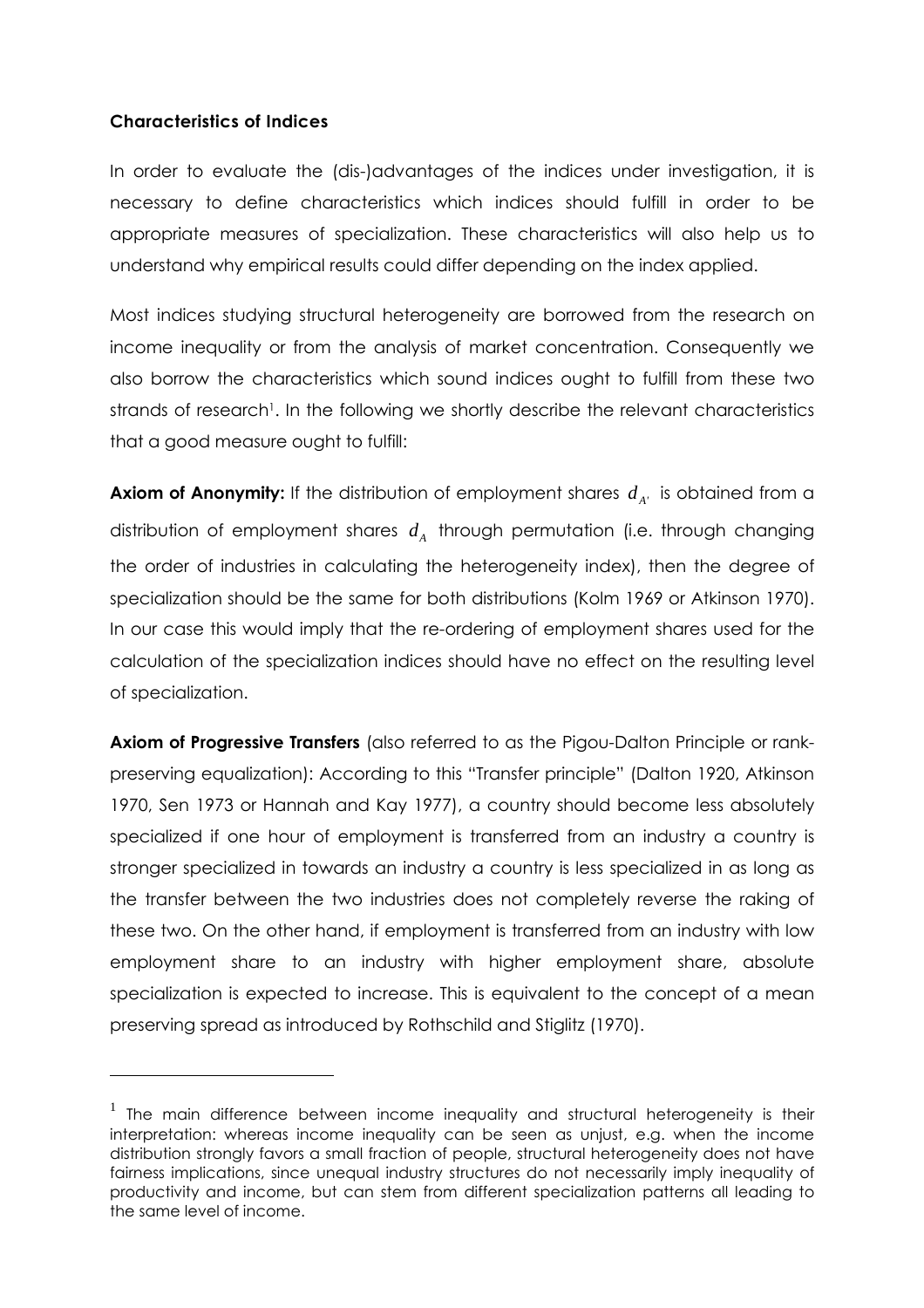**Characteristics of Indices**

In order to evaluate the (dis-)advantages of the indices under investigation, it is necessary to define characteristics which indices should fulfill in order to be appropriate measures of specialization. These characteristics will also help us to understand why empirical results could differ depending on the index applied.

Most indices studying structural heterogeneity are borrowed from the research on income inequality or from the analysis of market concentration. Consequently we also borrow the characteristics which sound indices ought to fulfill from these two strands of research[1]. In the following we shortly describe the relevant characteristics that a good measure ought to fulfill:

**Axiom of Anonymity:** If the distribution of employment shares $d_{A'}$ is obtained from a distribution of employment shares $d_A$ through permutation (i.e. through changing the order of industries in calculating the heterogeneity index), then the degree of specialization should be the same for both distributions (Kolm 1969 or Atkinson 1970). In our case this would imply that the re-ordering of employment shares used for the calculation of the specialization indices should have no effect on the resulting level of specialization.

**Axiom of Progressive Transfers** (also referred to as the Pigou-Dalton Principle or rank-preserving equalization): According to this "Transfer principle" (Dalton 1920, Atkinson 1970, Sen 1973 or Hannah and Kay 1977), a country should become less absolutely specialized if one hour of employment is transferred from an industry a country is stronger specialized in towards an industry a country is less specialized in as long as the transfer between the two industries does not completely reverse the raking of these two. On the other hand, if employment is transferred from an industry with low employment share to an industry with higher employment share, absolute specialization is expected to increase. This is equivalent to the concept of a mean preserving spread as introduced by Rothschild and Stiglitz (1970).

---

[1] The main difference between income inequality and structural heterogeneity is their interpretation: whereas income inequality can be seen as unjust, e.g. when the income distribution strongly favors a small fraction of people, structural heterogeneity does not have fairness implications, since unequal industry structures do not necessarily imply inequality of productivity and income, but can stem from different specialization patterns all leading to the same level of income.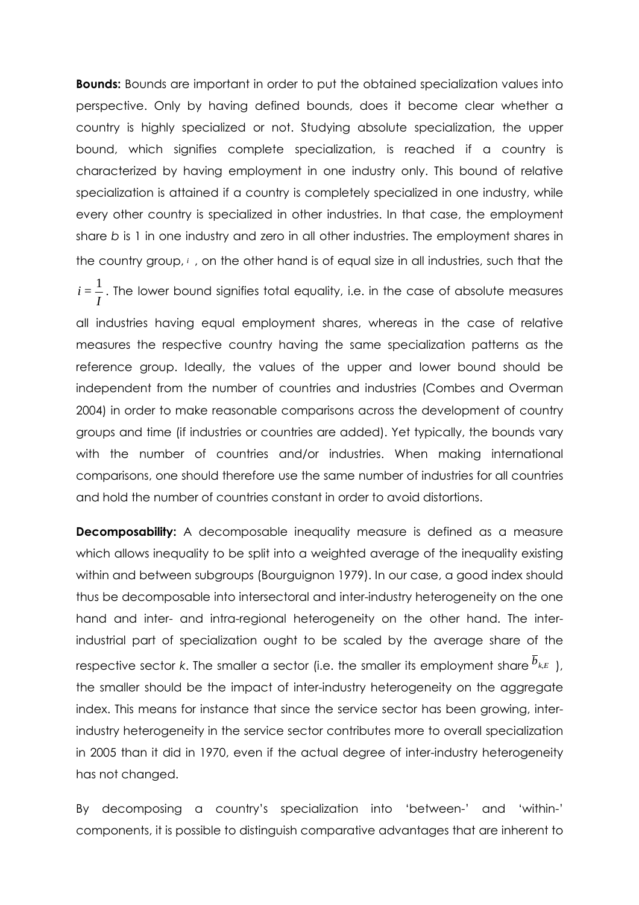**Bounds:** Bounds are important in order to put the obtained specialization values into perspective. Only by having defined bounds, does it become clear whether a country is highly specialized or not. Studying absolute specialization, the upper bound, which signifies complete specialization, is reached if a country is characterized by having employment in one industry only. This bound of relative specialization is attained if a country is completely specialized in one industry, while every other country is specialized in other industries. In that case, the employment share *b* is 1 in one industry and zero in all other industries. The employment shares in the country group, $i$ , on the other hand is of equal size in all industries, such that the $i = \frac{1}{I}$. The lower bound signifies total equality, i.e. in the case of absolute measures all industries having equal employment shares, whereas in the case of relative measures the respective country having the same specialization patterns as the reference group. Ideally, the values of the upper and lower bound should be independent from the number of countries and industries (Combes and Overman 2004) in order to make reasonable comparisons across the development of country groups and time (if industries or countries are added). Yet typically, the bounds vary with the number of countries and/or industries. When making international comparisons, one should therefore use the same number of industries for all countries and hold the number of countries constant in order to avoid distortions.

**Decomposability:** A decomposable inequality measure is defined as a measure which allows inequality to be split into a weighted average of the inequality existing within and between subgroups (Bourguignon 1979). In our case, a good index should thus be decomposable into intersectoral and inter-industry heterogeneity on the one hand and inter- and intra-regional heterogeneity on the other hand. The inter-industrial part of specialization ought to be scaled by the average share of the respective sector *k*. The smaller a sector (i.e. the smaller its employment share $\overline{b}_{k,E}$ ), the smaller should be the impact of inter-industry heterogeneity on the aggregate index. This means for instance that since the service sector has been growing, inter-industry heterogeneity in the service sector contributes more to overall specialization in 2005 than it did in 1970, even if the actual degree of inter-industry heterogeneity has not changed.

By decomposing a country's specialization into 'between-' and 'within-' components, it is possible to distinguish comparative advantages that are inherent to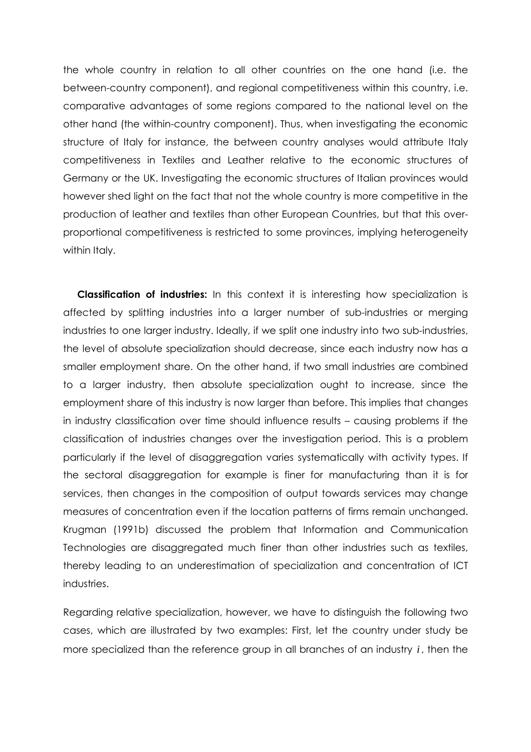the whole country in relation to all other countries on the one hand (i.e. the between-country component), and regional competitiveness within this country, i.e. comparative advantages of some regions compared to the national level on the other hand (the within-country component). Thus, when investigating the economic structure of Italy for instance, the between country analyses would attribute Italy competitiveness in Textiles and Leather relative to the economic structures of Germany or the UK. Investigating the economic structures of Italian provinces would however shed light on the fact that not the whole country is more competitive in the production of leather and textiles than other European Countries, but that this over-proportional competitiveness is restricted to some provinces, implying heterogeneity within Italy.

**Classification of industries:** In this context it is interesting how specialization is affected by splitting industries into a larger number of sub-industries or merging industries to one larger industry. Ideally, if we split one industry into two sub-industries, the level of absolute specialization should decrease, since each industry now has a smaller employment share. On the other hand, if two small industries are combined to a larger industry, then absolute specialization ought to increase, since the employment share of this industry is now larger than before. This implies that changes in industry classification over time should influence results – causing problems if the classification of industries changes over the investigation period. This is a problem particularly if the level of disaggregation varies systematically with activity types. If the sectoral disaggregation for example is finer for manufacturing than it is for services, then changes in the composition of output towards services may change measures of concentration even if the location patterns of firms remain unchanged. Krugman (1991b) discussed the problem that Information and Communication Technologies are disaggregated much finer than other industries such as textiles, thereby leading to an underestimation of specialization and concentration of ICT industries.

Regarding relative specialization, however, we have to distinguish the following two cases, which are illustrated by two examples: First, let the country under study be more specialized than the reference group in all branches of an industry $i$, then the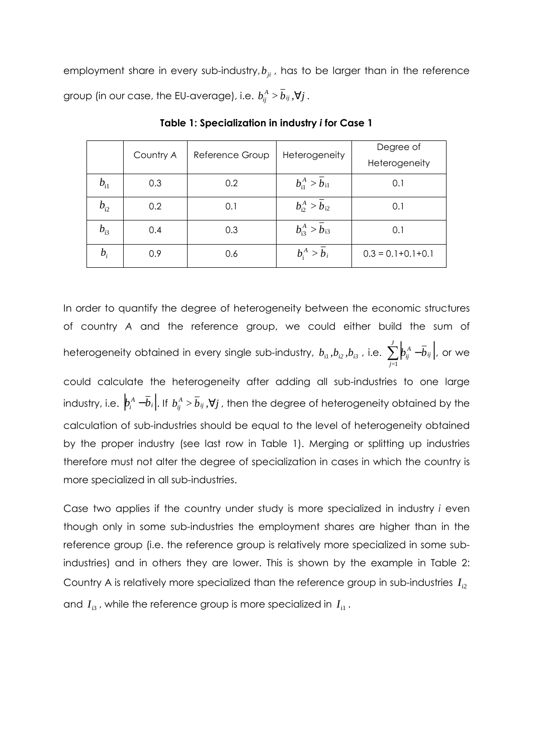employment share in every sub-industry, $b_{ji}$, has to be larger than in the reference group (in our case, the EU-average), i.e. $b_{ij}^{A} > \bar{b}_{ij}, \forall j$.

**Table 1: Specialization in industry *i* for Case 1**

| | Country A | Reference Group | Heterogeneity | Degree of Heterogeneity |
|---|---|---|---|---|
| $b_{i1}$ | 0.3 | 0.2 | $b_{i1}^{A} > \bar{b}_{i1}$ | 0.1 |
| $b_{i2}$ | 0.2 | 0.1 | $b_{i2}^{A} > \bar{b}_{i2}$ | 0.1 |
| $b_{i3}$ | 0.4 | 0.3 | $b_{i3}^{A} > \bar{b}_{i3}$ | 0.1 |
| $b_{i}$ | 0.9 | 0.6 | $b_{i}^{A} > \bar{b}_{i}$ | 0.3 = 0.1+0.1+0.1 |

In order to quantify the degree of heterogeneity between the economic structures of country *A* and the reference group, we could either build the sum of heterogeneity obtained in every single sub-industry, $b_{i1}, b_{i2}, b_{i3}$, i.e. $\sum_{j=1}^{J} \left| b_{ij}^{A} - \bar{b}_{ij} \right|$, or we could calculate the heterogeneity after adding all sub-industries to one large industry, i.e. $\left| b_{i}^{A} - \bar{b}_{i} \right|$. If $b_{ij}^{A} > \bar{b}_{ij}, \forall j$, then the degree of heterogeneity obtained by the calculation of sub-industries should be equal to the level of heterogeneity obtained by the proper industry (see last row in Table 1). Merging or splitting up industries therefore must not alter the degree of specialization in cases in which the country is more specialized in all sub-industries.

Case two applies if the country under study is more specialized in industry *i* even though only in some sub-industries the employment shares are higher than in the reference group (i.e. the reference group is relatively more specialized in some sub-industries) and in others they are lower. This is shown by the example in Table 2: Country A is relatively more specialized than the reference group in sub-industries $I_{i2}$ and $I_{i3}$, while the reference group is more specialized in $I_{i1}$.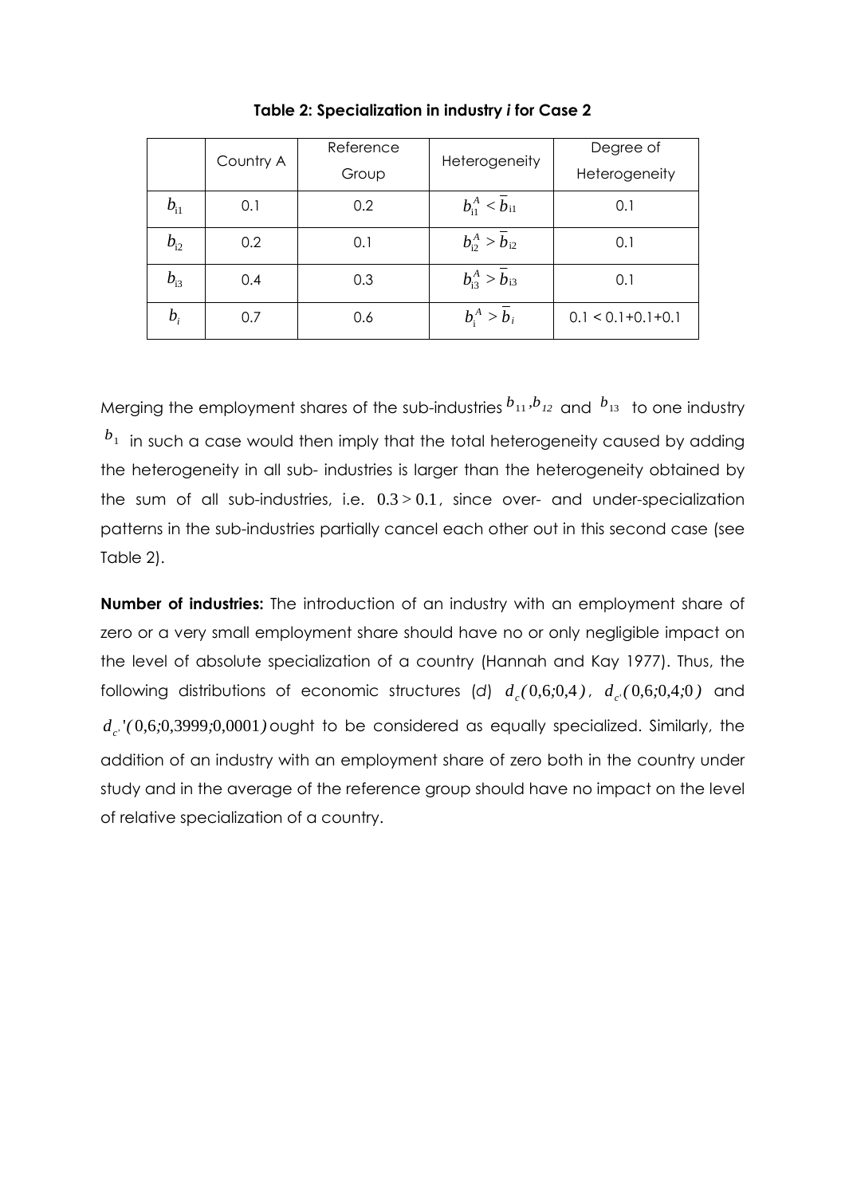**Table 2: Specialization in industry *i* for Case 2**

| | Country A | Reference Group | Heterogeneity | Degree of Heterogeneity |
|---|---|---|---|---|
| $b_{i1}$ | 0.1 | 0.2 | $b_{i1}^{A} < \overline{b}_{i1}$ | 0.1 |
| $b_{i2}$ | 0.2 | 0.1 | $b_{i2}^{A} > \overline{b}_{i2}$ | 0.1 |
| $b_{i3}$ | 0.4 | 0.3 | $b_{i3}^{A} > \overline{b}_{i3}$ | 0.1 |
| $b_{i}$ | 0.7 | 0.6 | $b_{i}^{A} > \overline{b}_{i}$ | 0.1 < 0.1+0.1+0.1 |

Merging the employment shares of the sub-industries $b_{11}, b_{12}$ and $b_{13}$ to one industry $b_{1}$ in such a case would then imply that the total heterogeneity caused by adding the heterogeneity in all sub- industries is larger than the heterogeneity obtained by the sum of all sub-industries, i.e. $0.3 > 0.1$, since over- and under-specialization patterns in the sub-industries partially cancel each other out in this second case (see Table 2).

**Number of industries:** The introduction of an industry with an employment share of zero or a very small employment share should have no or only negligible impact on the level of absolute specialization of a country (Hannah and Kay 1977). Thus, the following distributions of economic structures (*d*) $d_{c}(0{,}6;0{,}4)$, $d_{c'}(0{,}6;0{,}4;0)$ and $d_{c'}'(0{,}6;0{,}3999;0{,}0001)$ ought to be considered as equally specialized. Similarly, the addition of an industry with an employment share of zero both in the country under study and in the average of the reference group should have no impact on the level of relative specialization of a country.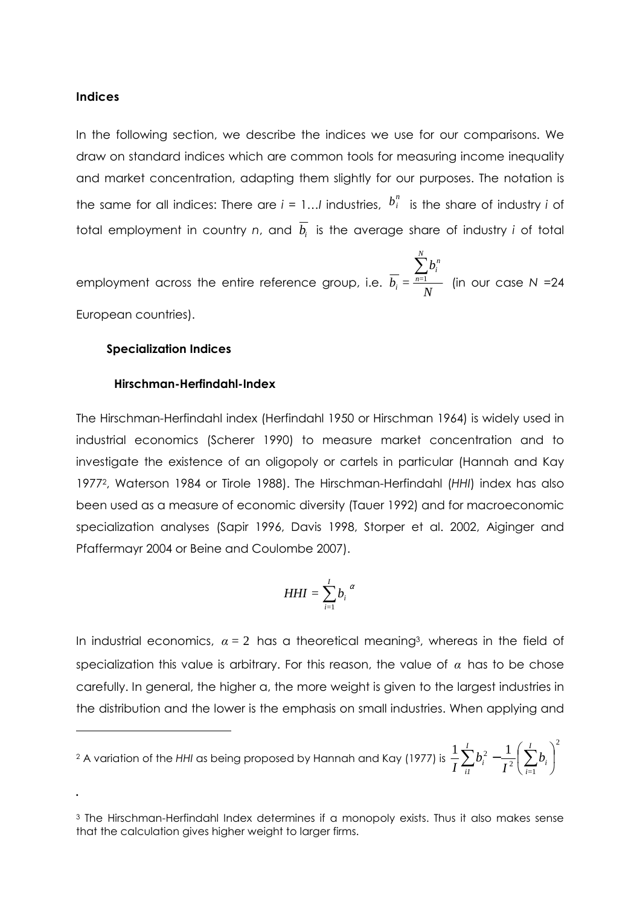**Indices**

In the following section, we describe the indices we use for our comparisons. We draw on standard indices which are common tools for measuring income inequality and market concentration, adapting them slightly for our purposes. The notation is the same for all indices: There are $i$ = 1…$I$ industries, $b_i^n$ is the share of industry $i$ of total employment in country $n$, and $\overline{b_i}$ is the average share of industry $i$ of total employment across the entire reference group, i.e. $\overline{b_i} = \frac{\sum_{n=1}^{N} b_i^n}{N}$ (in our case $N$ =24 European countries).

**Specialization Indices**

**Hirschman-Herfindahl-Index**

The Hirschman-Herfindahl index (Herfindahl 1950 or Hirschman 1964) is widely used in industrial economics (Scherer 1990) to measure market concentration and to investigate the existence of an oligopoly or cartels in particular (Hannah and Kay 1977[2], Waterson 1984 or Tirole 1988). The Hirschman-Herfindahl (*HHI*) index has also been used as a measure of economic diversity (Tauer 1992) and for macroeconomic specialization analyses (Sapir 1996, Davis 1998, Storper et al. 2002, Aiginger and Pfaffermayr 2004 or Beine and Coulombe 2007).

$$HHI = \sum_{i=1}^{I} {b_i}^{\alpha}$$

In industrial economics, $\alpha = 2$ has a theoretical meaning[3], whereas in the field of specialization this value is arbitrary. For this reason, the value of $\alpha$ has to be chose carefully. In general, the higher a, the more weight is given to the largest industries in the distribution and the lower is the emphasis on small industries. When applying and

---

[2] A variation of the *HHI* as being proposed by Hannah and Kay (1977) is $\frac{1}{I}\sum_{i1}^{I} b_i^2 - \frac{1}{I^2}\left(\sum_{i=1}^{I} b_i\right)^2$

.

[3] The Hirschman-Herfindahl Index determines if a monopoly exists. Thus it also makes sense that the calculation gives higher weight to larger firms.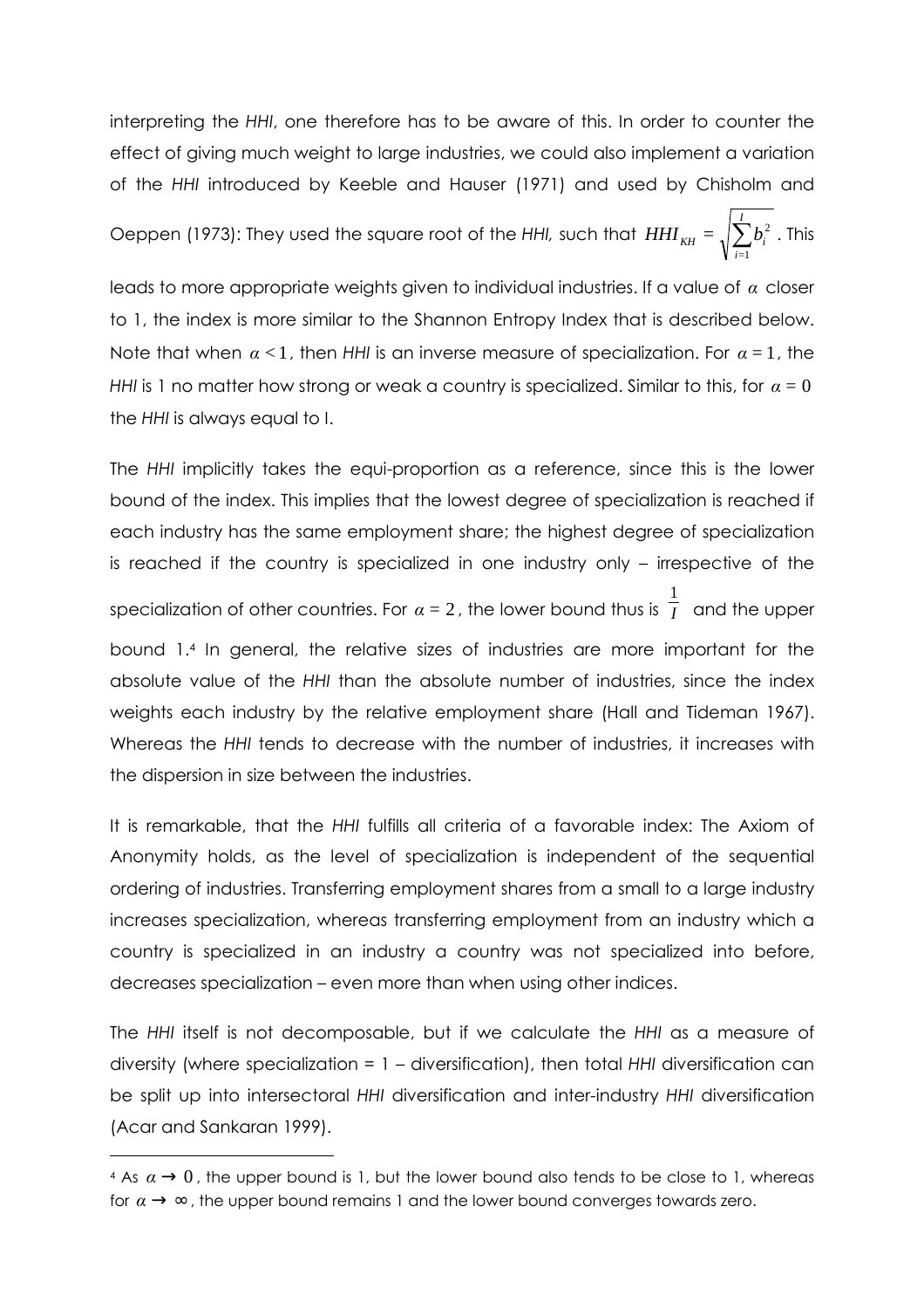interpreting the *HHI*, one therefore has to be aware of this. In order to counter the effect of giving much weight to large industries, we could also implement a variation of the *HHI* introduced by Keeble and Hauser (1971) and used by Chisholm and Oeppen (1973): They used the square root of the *HHI,* such that $HHI_{KH} = \sqrt{\sum_{i=1}^{I} b_i^2}$ . This leads to more appropriate weights given to individual industries. If a value of $\alpha$ closer to 1, the index is more similar to the Shannon Entropy Index that is described below. Note that when $\alpha < 1$, then *HHI* is an inverse measure of specialization. For $\alpha = 1$, the *HHI* is 1 no matter how strong or weak a country is specialized. Similar to this, for $\alpha = 0$ the *HHI* is always equal to I.

The *HHI* implicitly takes the equi-proportion as a reference, since this is the lower bound of the index. This implies that the lowest degree of specialization is reached if each industry has the same employment share; the highest degree of specialization is reached if the country is specialized in one industry only – irrespective of the specialization of other countries. For $\alpha = 2$, the lower bound thus is $\frac{1}{I}$ and the upper bound 1.[4] In general, the relative sizes of industries are more important for the absolute value of the *HHI* than the absolute number of industries, since the index weights each industry by the relative employment share (Hall and Tideman 1967). Whereas the *HHI* tends to decrease with the number of industries, it increases with the dispersion in size between the industries.

It is remarkable, that the *HHI* fulfills all criteria of a favorable index: The Axiom of Anonymity holds, as the level of specialization is independent of the sequential ordering of industries. Transferring employment shares from a small to a large industry increases specialization, whereas transferring employment from an industry which a country is specialized in an industry a country was not specialized into before, decreases specialization – even more than when using other indices.

The *HHI* itself is not decomposable, but if we calculate the *HHI* as a measure of diversity (where specialization = 1 – diversification), then total *HHI* diversification can be split up into intersectoral *HHI* diversification and inter-industry *HHI* diversification (Acar and Sankaran 1999).

---

[4] As $\alpha \rightarrow 0$, the upper bound is 1, but the lower bound also tends to be close to 1, whereas for $\alpha \rightarrow \infty$, the upper bound remains 1 and the lower bound converges towards zero.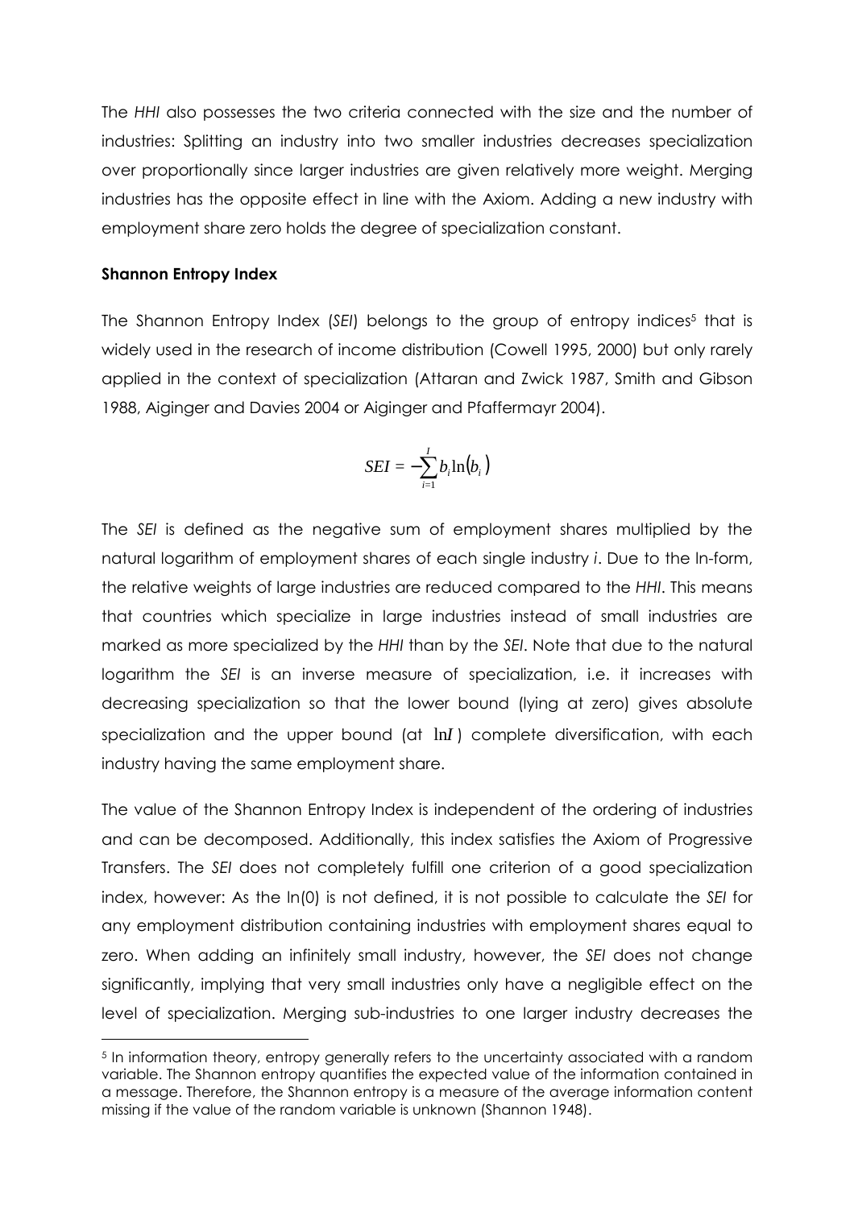The *HHI* also possesses the two criteria connected with the size and the number of industries: Splitting an industry into two smaller industries decreases specialization over proportionally since larger industries are given relatively more weight. Merging industries has the opposite effect in line with the Axiom. Adding a new industry with employment share zero holds the degree of specialization constant.

**Shannon Entropy Index**

The Shannon Entropy Index (*SEI*) belongs to the group of entropy indices[5] that is widely used in the research of income distribution (Cowell 1995, 2000) but only rarely applied in the context of specialization (Attaran and Zwick 1987, Smith and Gibson 1988, Aiginger and Davies 2004 or Aiginger and Pfaffermayr 2004).

$$SEI = -\sum_{i=1}^{I} b_i \ln(b_i)$$

The *SEI* is defined as the negative sum of employment shares multiplied by the natural logarithm of employment shares of each single industry *i*. Due to the ln-form, the relative weights of large industries are reduced compared to the *HHI*. This means that countries which specialize in large industries instead of small industries are marked as more specialized by the *HHI* than by the *SEI*. Note that due to the natural logarithm the *SEI* is an inverse measure of specialization, i.e. it increases with decreasing specialization so that the lower bound (lying at zero) gives absolute specialization and the upper bound (at $\ln I$) complete diversification, with each industry having the same employment share.

The value of the Shannon Entropy Index is independent of the ordering of industries and can be decomposed. Additionally, this index satisfies the Axiom of Progressive Transfers. The *SEI* does not completely fulfill one criterion of a good specialization index, however: As the ln(0) is not defined, it is not possible to calculate the *SEI* for any employment distribution containing industries with employment shares equal to zero. When adding an infinitely small industry, however, the *SEI* does not change significantly, implying that very small industries only have a negligible effect on the level of specialization. Merging sub-industries to one larger industry decreases the

[5] In information theory, entropy generally refers to the uncertainty associated with a random variable. The Shannon entropy quantifies the expected value of the information contained in a message. Therefore, the Shannon entropy is a measure of the average information content missing if the value of the random variable is unknown (Shannon 1948).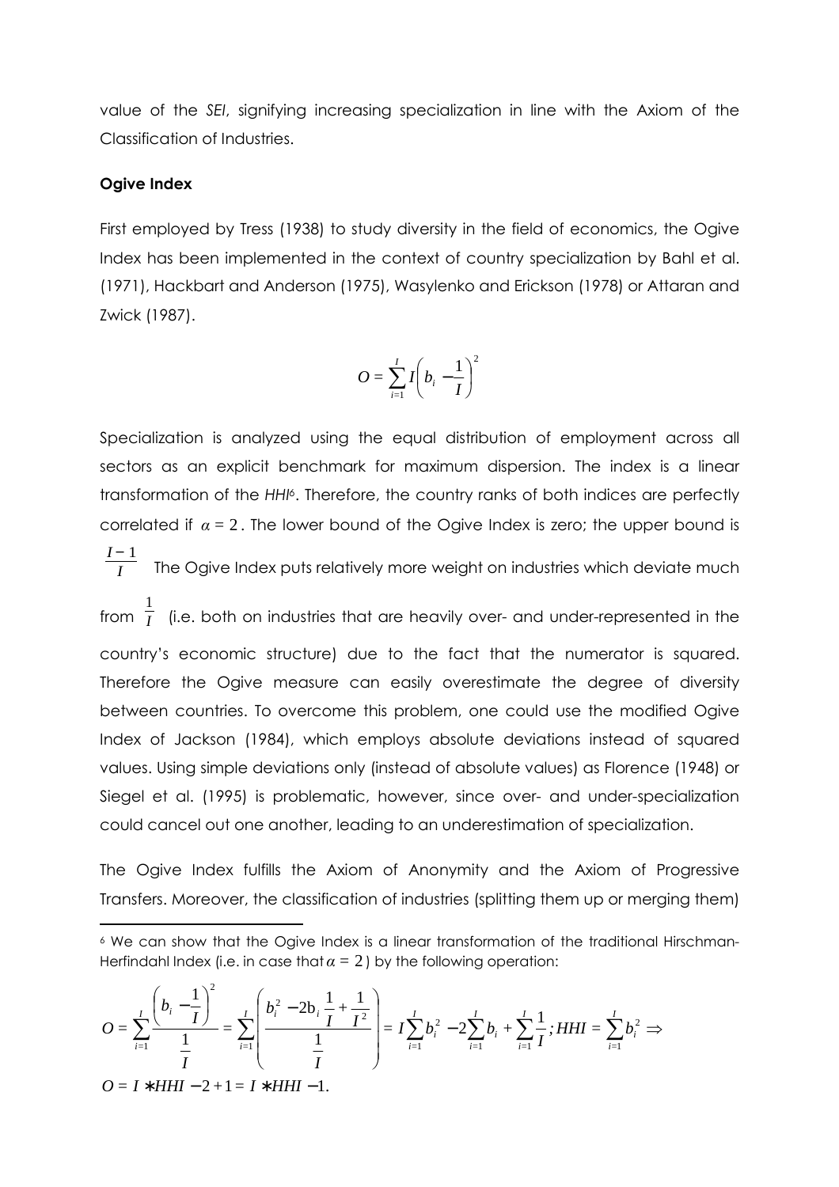value of the *SEI*, signifying increasing specialization in line with the Axiom of the Classification of Industries.

**Ogive Index**

First employed by Tress (1938) to study diversity in the field of economics, the Ogive Index has been implemented in the context of country specialization by Bahl et al. (1971), Hackbart and Anderson (1975), Wasylenko and Erickson (1978) or Attaran and Zwick (1987).

$$O = \sum_{i=1}^{I} I\left(b_i - \frac{1}{I}\right)^2$$

Specialization is analyzed using the equal distribution of employment across all sectors as an explicit benchmark for maximum dispersion. The index is a linear transformation of the *HHI*[6]. Therefore, the country ranks of both indices are perfectly correlated if $\alpha = 2$. The lower bound of the Ogive Index is zero; the upper bound is $\frac{I-1}{I}$ The Ogive Index puts relatively more weight on industries which deviate much from $\frac{1}{I}$ (i.e. both on industries that are heavily over- and under-represented in the country's economic structure) due to the fact that the numerator is squared. Therefore the Ogive measure can easily overestimate the degree of diversity between countries. To overcome this problem, one could use the modified Ogive Index of Jackson (1984), which employs absolute deviations instead of squared values. Using simple deviations only (instead of absolute values) as Florence (1948) or Siegel et al. (1995) is problematic, however, since over- and under-specialization could cancel out one another, leading to an underestimation of specialization.

The Ogive Index fulfills the Axiom of Anonymity and the Axiom of Progressive Transfers. Moreover, the classification of industries (splitting them up or merging them)

---

[6] We can show that the Ogive Index is a linear transformation of the traditional Hirschman-Herfindahl Index (i.e. in case that $\alpha = 2$) by the following operation:

$$O = \sum_{i=1}^{I} \frac{\left(b_i - \frac{1}{I}\right)^2}{\frac{1}{I}} = \sum_{i=1}^{I} \left( \frac{b_i^2 - 2b_i \frac{1}{I} + \frac{1}{I^2}}{\frac{1}{I}} \right) = I \sum_{i=1}^{I} b_i^2 - 2\sum_{i=1}^{I} b_i + \sum_{i=1}^{I} \frac{1}{I}; HHI = \sum_{i=1}^{I} b_i^2 \Rightarrow$$

$$O = I * HHI - 2 + 1 = I * HHI - 1.$$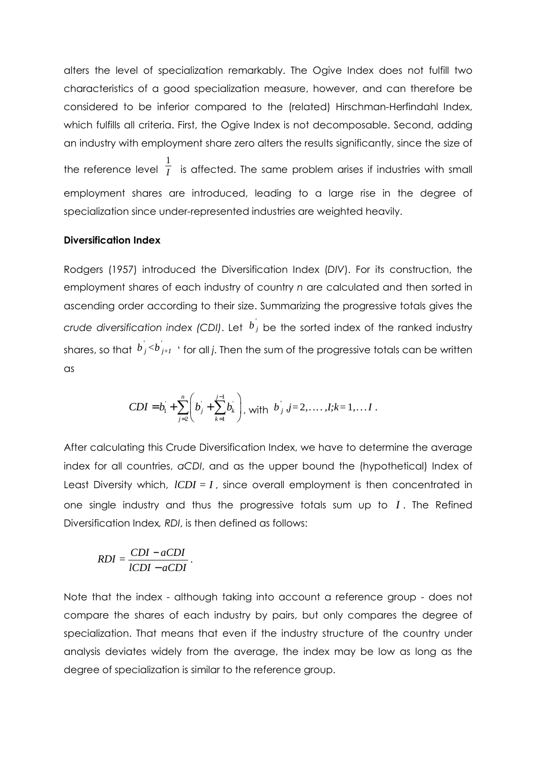alters the level of specialization remarkably. The Ogive Index does not fulfill two characteristics of a good specialization measure, however, and can therefore be considered to be inferior compared to the (related) Hirschman-Herfindahl Index, which fulfills all criteria. First, the Ogive Index is not decomposable. Second, adding an industry with employment share zero alters the results significantly, since the size of the reference level $\frac{1}{I}$ is affected. The same problem arises if industries with small employment shares are introduced, leading to a large rise in the degree of specialization since under-represented industries are weighted heavily.

**Diversification Index**

Rodgers (1957) introduced the Diversification Index (*DIV*). For its construction, the employment shares of each industry of country *n* are calculated and then sorted in ascending order according to their size. Summarizing the progressive totals gives the *crude diversification index (CDI)*. Let $b_j^{'}$ be the sorted index of the ranked industry shares, so that $b_j^{'} < b_{j+1}^{'}$ ' for all *j*. Then the sum of the progressive totals can be written as

$$CDI = b_1^{'} + \sum_{j=2}^{n} \left( b_j^{'} + \sum_{k=1}^{j-1} b_k^{'} \right), \text{ with } b_j^{'}, j = 2, \ldots, I; k = 1, \ldots I .$$

After calculating this Crude Diversification Index, we have to determine the average index for all countries, *aCDI*, and as the upper bound the (hypothetical) Index of Least Diversity which, $lCDI = I$, since overall employment is then concentrated in one single industry and thus the progressive totals sum up to $I$. The Refined Diversification Index*, RDI*, is then defined as follows:

$$RDI = \frac{CDI - aCDI}{lCDI - aCDI} .$$

Note that the index - although taking into account a reference group - does not compare the shares of each industry by pairs, but only compares the degree of specialization. That means that even if the industry structure of the country under analysis deviates widely from the average, the index may be low as long as the degree of specialization is similar to the reference group.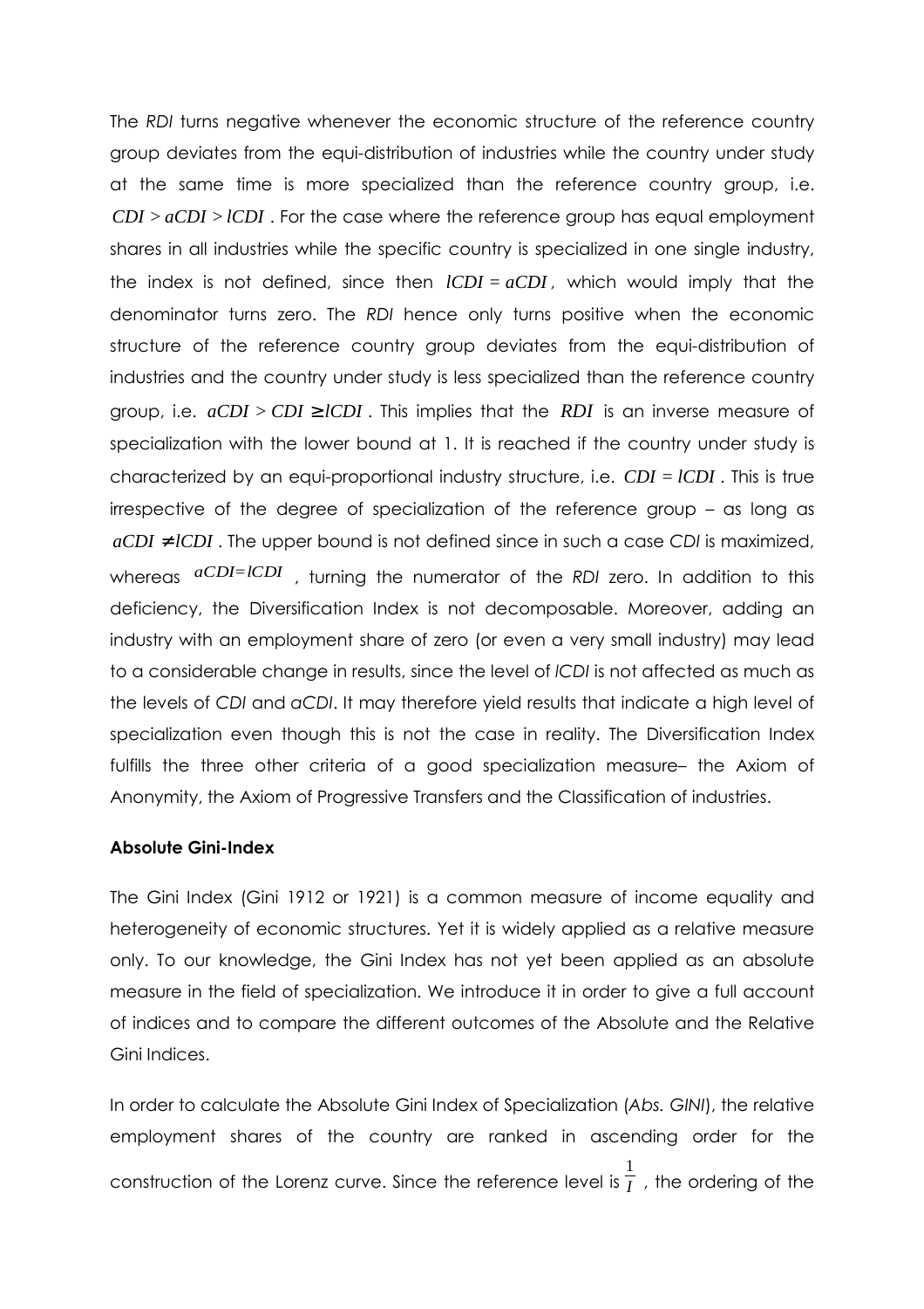The *RDI* turns negative whenever the economic structure of the reference country group deviates from the equi-distribution of industries while the country under study at the same time is more specialized than the reference country group, i.e. $CDI > aCDI > lCDI$. For the case where the reference group has equal employment shares in all industries while the specific country is specialized in one single industry, the index is not defined, since then $lCDI = aCDI$, which would imply that the denominator turns zero. The *RDI* hence only turns positive when the economic structure of the reference country group deviates from the equi-distribution of industries and the country under study is less specialized than the reference country group, i.e. $aCDI > CDI \geq lCDI$. This implies that the $RDI$ is an inverse measure of specialization with the lower bound at 1. It is reached if the country under study is characterized by an equi-proportional industry structure, i.e. $CDI = lCDI$. This is true irrespective of the degree of specialization of the reference group – as long as $aCDI \neq lCDI$. The upper bound is not defined since in such a case *CDI* is maximized, whereas $aCDI = lCDI$, turning the numerator of the *RDI* zero. In addition to this deficiency, the Diversification Index is not decomposable. Moreover, adding an industry with an employment share of zero (or even a very small industry) may lead to a considerable change in results, since the level of *lCDI* is not affected as much as the levels of *CDI* and *aCDI*. It may therefore yield results that indicate a high level of specialization even though this is not the case in reality. The Diversification Index fulfills the three other criteria of a good specialization measure– the Axiom of Anonymity, the Axiom of Progressive Transfers and the Classification of industries.

**Absolute Gini-Index**

The Gini Index (Gini 1912 or 1921) is a common measure of income equality and heterogeneity of economic structures. Yet it is widely applied as a relative measure only. To our knowledge, the Gini Index has not yet been applied as an absolute measure in the field of specialization. We introduce it in order to give a full account of indices and to compare the different outcomes of the Absolute and the Relative Gini Indices.

In order to calculate the Absolute Gini Index of Specialization (*Abs. GINI*), the relative employment shares of the country are ranked in ascending order for the construction of the Lorenz curve. Since the reference level is $\frac{1}{I}$, the ordering of the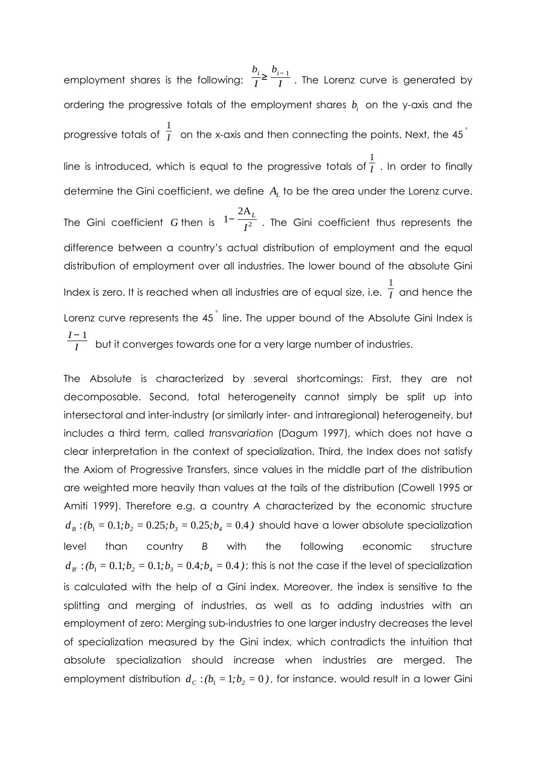employment shares is the following: $\frac{b_i}{I} \geq \frac{b_{i-1}}{I}$. The Lorenz curve is generated by ordering the progressive totals of the employment shares $b_i$ on the y-axis and the progressive totals of $\frac{1}{I}$ on the x-axis and then connecting the points. Next, the 45° line is introduced, which is equal to the progressive totals of $\frac{1}{I}$. In order to finally determine the Gini coefficient, we define $A_L$ to be the area under the Lorenz curve. The Gini coefficient $G$ then is $1 - \frac{2A_L}{I^2}$. The Gini coefficient thus represents the difference between a country's actual distribution of employment and the equal distribution of employment over all industries. The lower bound of the absolute Gini Index is zero. It is reached when all industries are of equal size, i.e. $\frac{1}{I}$ and hence the Lorenz curve represents the 45° line. The upper bound of the Absolute Gini Index is $\frac{I-1}{I}$ but it converges towards one for a very large number of industries.

The Absolute is characterized by several shortcomings: First, they are not decomposable. Second, total heterogeneity cannot simply be split up into intersectoral and inter-industry (or similarly inter- and intraregional) heterogeneity, but includes a third term, called *transvariation* (Dagum 1997), which does not have a clear interpretation in the context of specialization. Third, the Index does not satisfy the Axiom of Progressive Transfers, since values in the middle part of the distribution are weighted more heavily than values at the tails of the distribution (Cowell 1995 or Amiti 1999). Therefore e.g. a country *A* characterized by the economic structure $d_B : (b_1 = 0.1; b_2 = 0.25; b_3 = 0.25; b_4 = 0.4)$ should have a lower absolute specialization level than country *B* with the following economic structure $d_{B'} : (b_1 = 0.1; b_2 = 0.1; b_3 = 0.4; b_4 = 0.4)$; this is not the case if the level of specialization is calculated with the help of a Gini index. Moreover, the index is sensitive to the splitting and merging of industries, as well as to adding industries with an employment of zero: Merging sub-industries to one larger industry decreases the level of specialization measured by the Gini index, which contradicts the intuition that absolute specialization should increase when industries are merged. The employment distribution $d_C : (b_1 = 1; b_2 = 0)$, for instance, would result in a lower Gini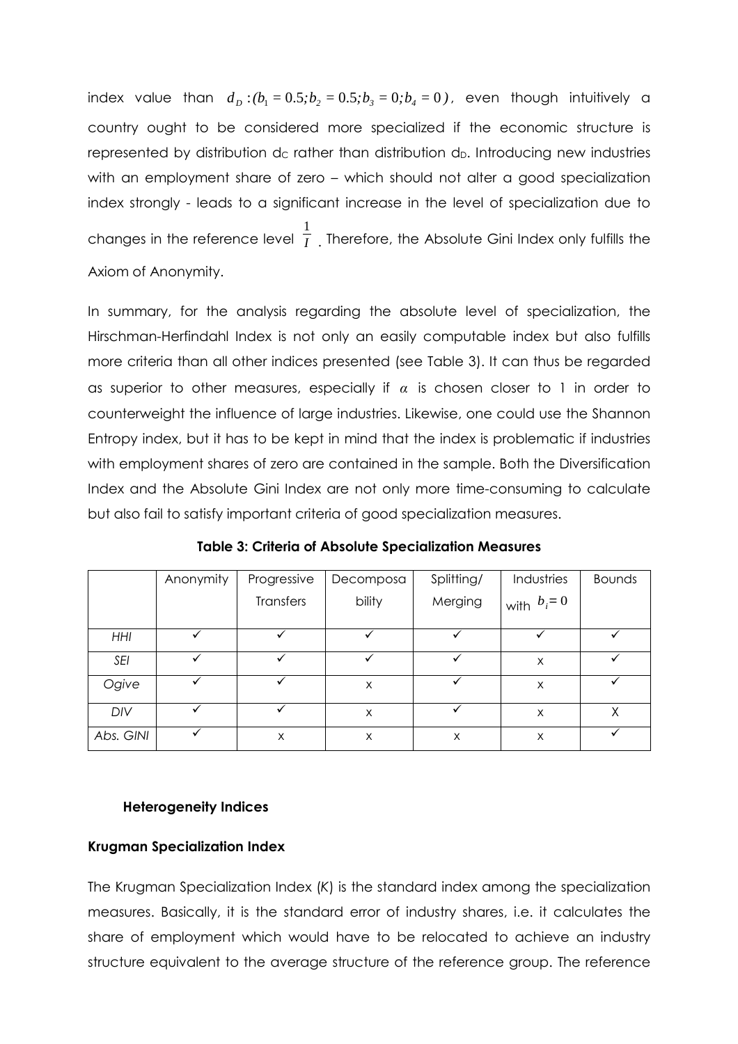index value than $d_D:(b_1 = 0.5; b_2 = 0.5; b_3 = 0; b_4 = 0)$, even though intuitively a country ought to be considered more specialized if the economic structure is represented by distribution $d_C$ rather than distribution $d_D$. Introducing new industries with an employment share of zero – which should not alter a good specialization index strongly - leads to a significant increase in the level of specialization due to changes in the reference level $\frac{1}{I}$. Therefore, the Absolute Gini Index only fulfills the Axiom of Anonymity.

In summary, for the analysis regarding the absolute level of specialization, the Hirschman-Herfindahl Index is not only an easily computable index but also fulfills more criteria than all other indices presented (see Table 3). It can thus be regarded as superior to other measures, especially if $\alpha$ is chosen closer to 1 in order to counterweight the influence of large industries. Likewise, one could use the Shannon Entropy index, but it has to be kept in mind that the index is problematic if industries with employment shares of zero are contained in the sample. Both the Diversification Index and the Absolute Gini Index are not only more time-consuming to calculate but also fail to satisfy important criteria of good specialization measures.

**Table 3: Criteria of Absolute Specialization Measures**

| | Anonymity | Progressive Transfers | Decomposability | Splitting/ Merging | Industries with $b_i = 0$ | Bounds |
|---|---|---|---|---|---|---|
| *HHI* | ✓ | ✓ | ✓ | ✓ | ✓ | ✓ |
| *SEI* | ✓ | ✓ | ✓ | ✓ | x | ✓ |
| *Ogive* | ✓ | ✓ | x | ✓ | x | ✓ |
| *DIV* | ✓ | ✓ | x | ✓ | x | X |
| *Abs. GINI* | ✓ | x | x | x | x | ✓ |

### Heterogeneity Indices

#### Krugman Specialization Index

The Krugman Specialization Index (*K*) is the standard index among the specialization measures. Basically, it is the standard error of industry shares, i.e. it calculates the share of employment which would have to be relocated to achieve an industry structure equivalent to the average structure of the reference group. The reference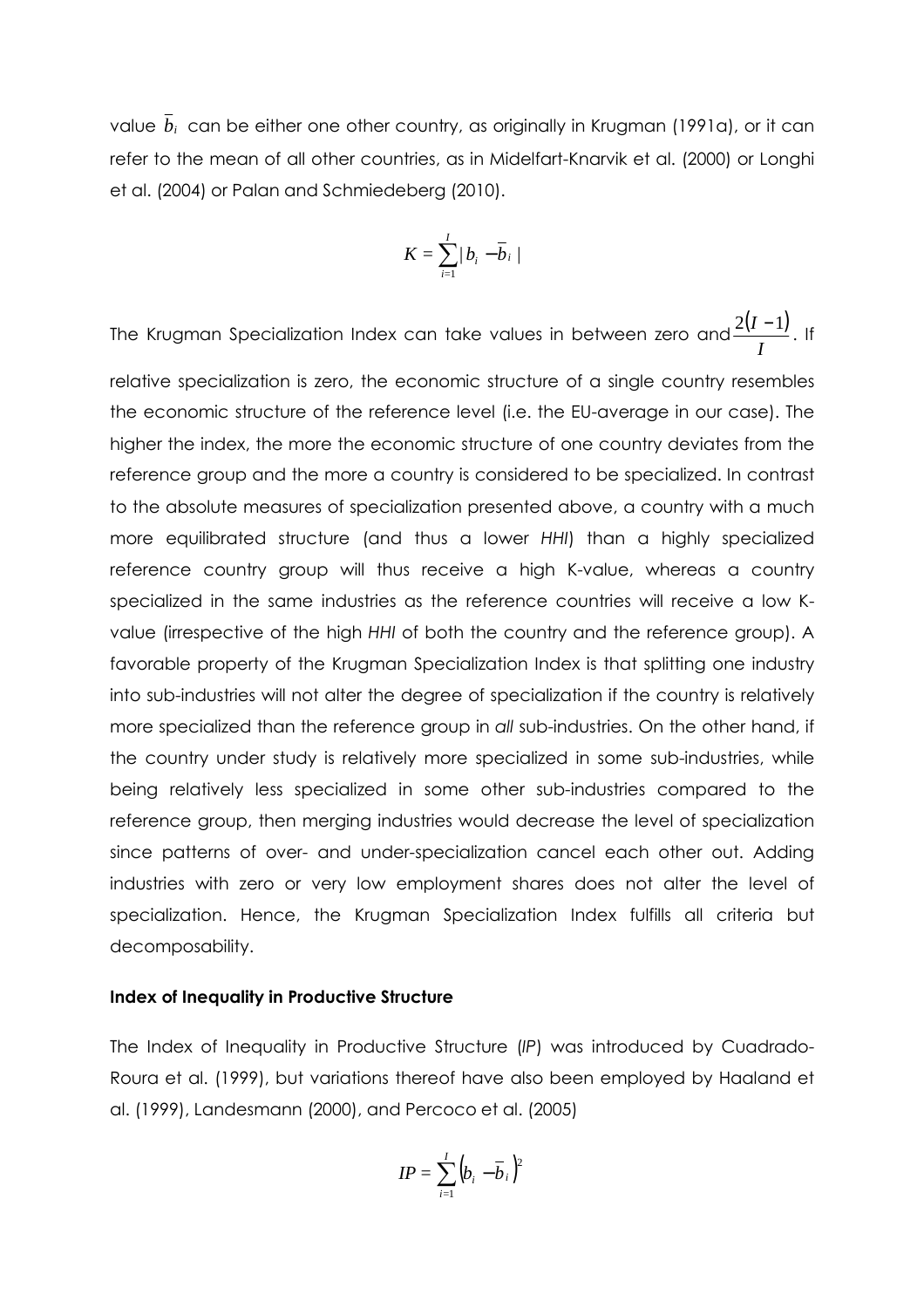value $\bar{b}_i$ can be either one other country, as originally in Krugman (1991a), or it can refer to the mean of all other countries, as in Midelfart-Knarvik et al. (2000) or Longhi et al. (2004) or Palan and Schmiedeberg (2010).

$$K = \sum_{i=1}^{I} | b_i - \bar{b}_i |$$

The Krugman Specialization Index can take values in between zero and $\frac{2(I-1)}{I}$. If relative specialization is zero, the economic structure of a single country resembles the economic structure of the reference level (i.e. the EU-average in our case). The higher the index, the more the economic structure of one country deviates from the reference group and the more a country is considered to be specialized. In contrast to the absolute measures of specialization presented above, a country with a much more equilibrated structure (and thus a lower *HHI*) than a highly specialized reference country group will thus receive a high K-value, whereas a country specialized in the same industries as the reference countries will receive a low K-value (irrespective of the high *HHI* of both the country and the reference group). A favorable property of the Krugman Specialization Index is that splitting one industry into sub-industries will not alter the degree of specialization if the country is relatively more specialized than the reference group in *all* sub-industries. On the other hand, if the country under study is relatively more specialized in some sub-industries, while being relatively less specialized in some other sub-industries compared to the reference group, then merging industries would decrease the level of specialization since patterns of over- and under-specialization cancel each other out. Adding industries with zero or very low employment shares does not alter the level of specialization. Hence, the Krugman Specialization Index fulfills all criteria but decomposability.

**Index of Inequality in Productive Structure**

The Index of Inequality in Productive Structure (*IP*) was introduced by Cuadrado-Roura et al. (1999), but variations thereof have also been employed by Haaland et al. (1999), Landesmann (2000), and Percoco et al. (2005)

$$IP = \sum_{i=1}^{I} \left(b_i - \bar{b}_i\right)^2$$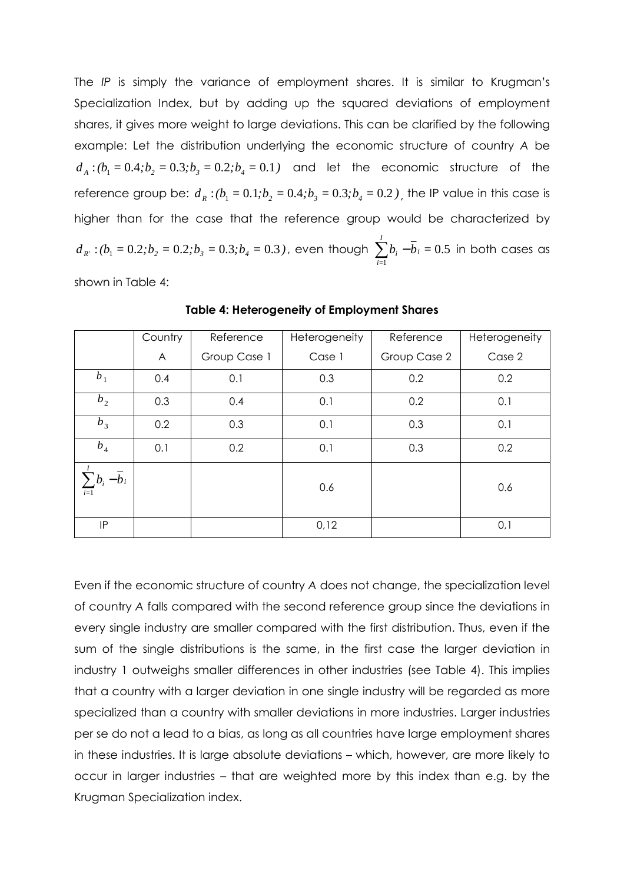The *IP* is simply the variance of employment shares. It is similar to Krugman's Specialization Index, but by adding up the squared deviations of employment shares, it gives more weight to large deviations. This can be clarified by the following example: Let the distribution underlying the economic structure of country *A* be $d_A:(b_1 = 0.4; b_2 = 0.3; b_3 = 0.2; b_4 = 0.1)$ and let the economic structure of the reference group be: $d_R:(b_1 = 0.1; b_2 = 0.4; b_3 = 0.3; b_4 = 0.2)$, the IP value in this case is higher than for the case that the reference group would be characterized by $d_{R'}:(b_1 = 0.2; b_2 = 0.2; b_3 = 0.3; b_4 = 0.3)$, even though $\sum_{i=1}^{I} b_i - \bar{b}_i = 0.5$ in both cases as shown in Table 4:

**Table 4: Heterogeneity of Employment Shares**

| | Country A | Reference Group Case 1 | Heterogeneity Case 1 | Reference Group Case 2 | Heterogeneity Case 2 |
|---|---|---|---|---|---|
| $b_1$ | 0.4 | 0.1 | 0.3 | 0.2 | 0.2 |
| $b_2$ | 0.3 | 0.4 | 0.1 | 0.2 | 0.1 |
| $b_3$ | 0.2 | 0.3 | 0.1 | 0.3 | 0.1 |
| $b_4$ | 0.1 | 0.2 | 0.1 | 0.3 | 0.2 |
| $\sum_{i=1}^{I} b_i - \bar{b}_i$ | | | 0.6 | | 0.6 |
| IP | | | 0,12 | | 0,1 |

Even if the economic structure of country *A* does not change, the specialization level of country *A* falls compared with the second reference group since the deviations in every single industry are smaller compared with the first distribution. Thus, even if the sum of the single distributions is the same, in the first case the larger deviation in industry 1 outweighs smaller differences in other industries (see Table 4). This implies that a country with a larger deviation in one single industry will be regarded as more specialized than a country with smaller deviations in more industries. Larger industries per se do not a lead to a bias, as long as all countries have large employment shares in these industries. It is large absolute deviations – which, however, are more likely to occur in larger industries – that are weighted more by this index than e.g. by the Krugman Specialization index.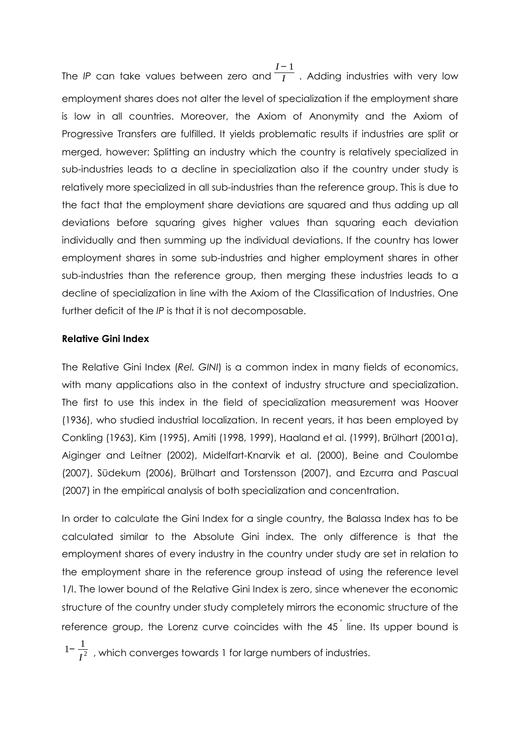The *IP* can take values between zero and $\frac{I-1}{I}$. Adding industries with very low employment shares does not alter the level of specialization if the employment share is low in all countries. Moreover, the Axiom of Anonymity and the Axiom of Progressive Transfers are fulfilled. It yields problematic results if industries are split or merged, however: Splitting an industry which the country is relatively specialized in sub-industries leads to a decline in specialization also if the country under study is relatively more specialized in all sub-industries than the reference group. This is due to the fact that the employment share deviations are squared and thus adding up all deviations before squaring gives higher values than squaring each deviation individually and then summing up the individual deviations. If the country has lower employment shares in some sub-industries and higher employment shares in other sub-industries than the reference group, then merging these industries leads to a decline of specialization in line with the Axiom of the Classification of Industries. One further deficit of the *IP* is that it is not decomposable.

**Relative Gini Index**

The Relative Gini Index (*Rel. GINI*) is a common index in many fields of economics, with many applications also in the context of industry structure and specialization. The first to use this index in the field of specialization measurement was Hoover (1936), who studied industrial localization. In recent years, it has been employed by Conkling (1963), Kim (1995), Amiti (1998, 1999), Haaland et al. (1999), Brülhart (2001a), Aiginger and Leitner (2002), Midelfart-Knarvik et al. (2000), Beine and Coulombe (2007), Südekum (2006), Brülhart and Torstensson (2007), and Ezcurra and Pascual (2007) in the empirical analysis of both specialization and concentration.

In order to calculate the Gini Index for a single country, the Balassa Index has to be calculated similar to the Absolute Gini index. The only difference is that the employment shares of every industry in the country under study are set in relation to the employment share in the reference group instead of using the reference level 1/I. The lower bound of the Relative Gini Index is zero, since whenever the economic structure of the country under study completely mirrors the economic structure of the reference group, the Lorenz curve coincides with the 45° line. Its upper bound is $1-\frac{1}{I^2}$, which converges towards 1 for large numbers of industries.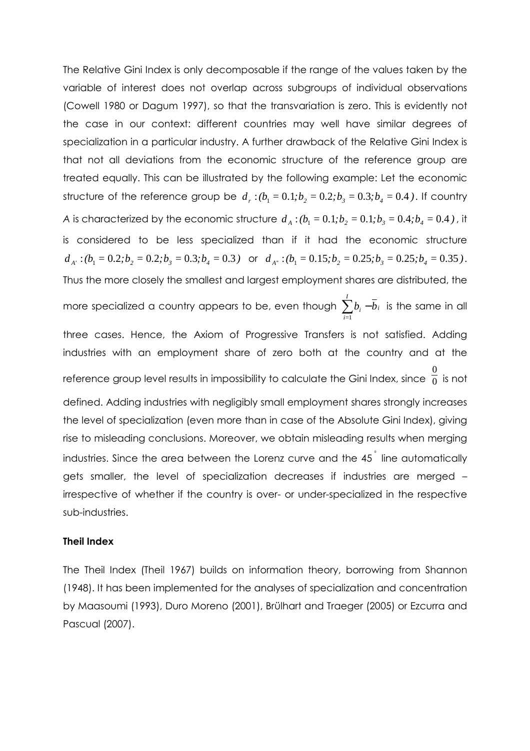The Relative Gini Index is only decomposable if the range of the values taken by the variable of interest does not overlap across subgroups of individual observations (Cowell 1980 or Dagum 1997), so that the transvariation is zero. This is evidently not the case in our context: different countries may well have similar degrees of specialization in a particular industry. A further drawback of the Relative Gini Index is that not all deviations from the economic structure of the reference group are treated equally. This can be illustrated by the following example: Let the economic structure of the reference group be $d_r : (b_1 = 0.1; b_2 = 0.2; b_3 = 0.3; b_4 = 0.4)$. If country A is characterized by the economic structure $d_A : (b_1 = 0.1; b_2 = 0.1; b_3 = 0.4; b_4 = 0.4)$, it is considered to be less specialized than if it had the economic structure $d_{A'} : (b_1 = 0.2; b_2 = 0.2; b_3 = 0.3; b_4 = 0.3)$ or $d_{A''} : (b_1 = 0.15; b_2 = 0.25; b_3 = 0.25; b_4 = 0.35)$. Thus the more closely the smallest and largest employment shares are distributed, the more specialized a country appears to be, even though $\sum_{i=1}^{I} b_i - \bar{b}_i$ is the same in all three cases. Hence, the Axiom of Progressive Transfers is not satisfied. Adding industries with an employment share of zero both at the country and at the reference group level results in impossibility to calculate the Gini Index, since $\frac{0}{0}$ is not defined. Adding industries with negligibly small employment shares strongly increases the level of specialization (even more than in case of the Absolute Gini Index), giving rise to misleading conclusions. Moreover, we obtain misleading results when merging industries. Since the area between the Lorenz curve and the 45° line automatically gets smaller, the level of specialization decreases if industries are merged – irrespective of whether if the country is over- or under-specialized in the respective sub-industries.

**Theil Index**

The Theil Index (Theil 1967) builds on information theory, borrowing from Shannon (1948). It has been implemented for the analyses of specialization and concentration by Maasoumi (1993), Duro Moreno (2001), Brülhart and Traeger (2005) or Ezcurra and Pascual (2007).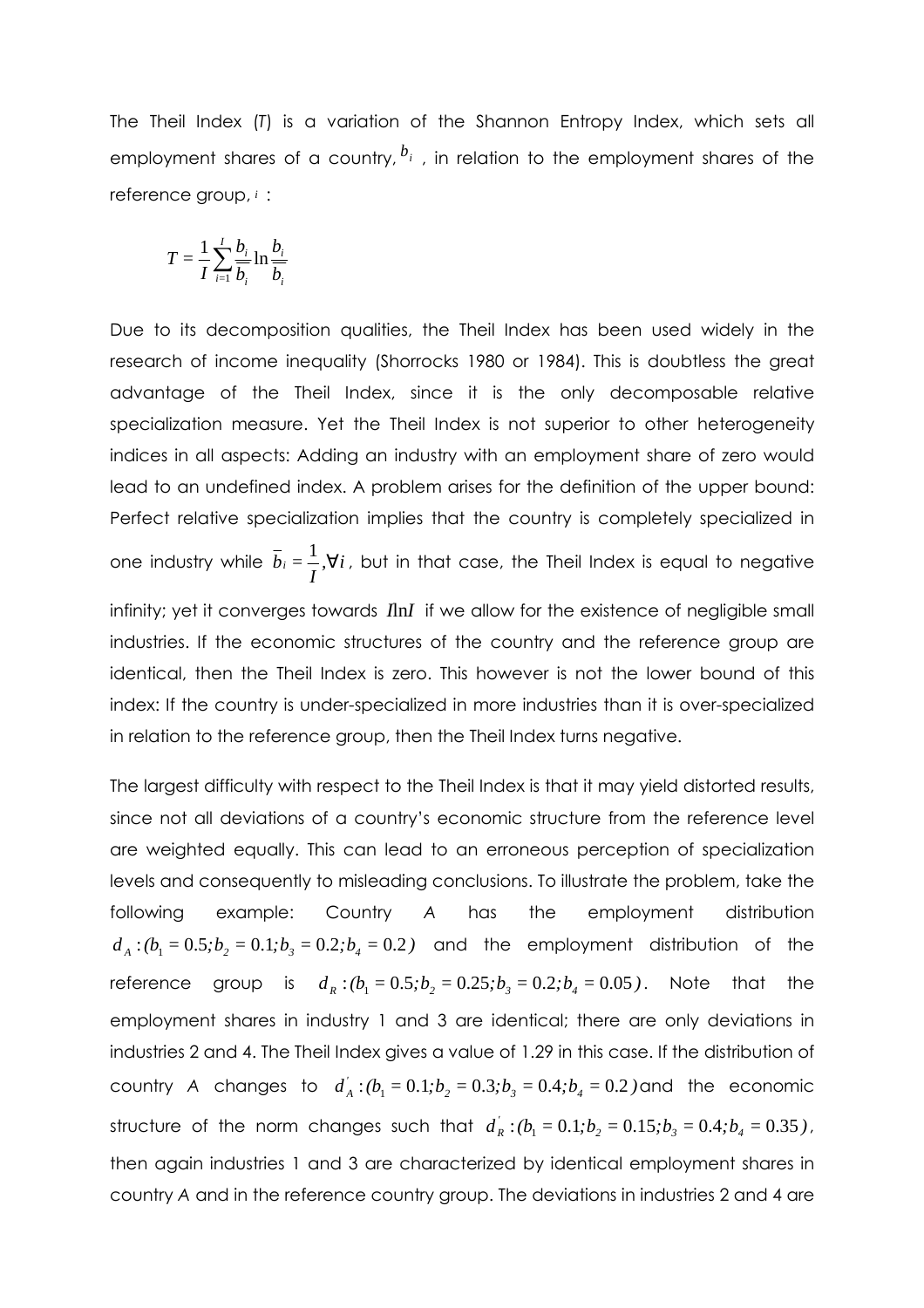The Theil Index ($T$) is a variation of the Shannon Entropy Index, which sets all employment shares of a country, $b_i$ , in relation to the employment shares of the reference group, $i$ :

$$T = \frac{1}{I}\sum_{i=1}^{I}\frac{b_i}{\overline{b_i}}\ln\frac{b_i}{\overline{b_i}}$$

Due to its decomposition qualities, the Theil Index has been used widely in the research of income inequality (Shorrocks 1980 or 1984). This is doubtless the great advantage of the Theil Index, since it is the only decomposable relative specialization measure. Yet the Theil Index is not superior to other heterogeneity indices in all aspects: Adding an industry with an employment share of zero would lead to an undefined index. A problem arises for the definition of the upper bound: Perfect relative specialization implies that the country is completely specialized in one industry while $\overline{b}_i = \frac{1}{I}, \forall i$, but in that case, the Theil Index is equal to negative infinity; yet it converges towards $I \ln I$ if we allow for the existence of negligible small industries. If the economic structures of the country and the reference group are identical, then the Theil Index is zero. This however is not the lower bound of this index: If the country is under-specialized in more industries than it is over-specialized in relation to the reference group, then the Theil Index turns negative.

The largest difficulty with respect to the Theil Index is that it may yield distorted results, since not all deviations of a country's economic structure from the reference level are weighted equally. This can lead to an erroneous perception of specialization levels and consequently to misleading conclusions. To illustrate the problem, take the following example: Country *A* has the employment distribution $d_A : (b_1 = 0.5; b_2 = 0.1; b_3 = 0.2; b_4 = 0.2)$ and the employment distribution of the reference group is $d_R : (b_1 = 0.5; b_2 = 0.25; b_3 = 0.2; b_4 = 0.05)$. Note that the employment shares in industry 1 and 3 are identical; there are only deviations in industries 2 and 4. The Theil Index gives a value of 1.29 in this case. If the distribution of country *A* changes to $d_A^{'} : (b_1 = 0.1; b_2 = 0.3; b_3 = 0.4; b_4 = 0.2)$ and the economic structure of the norm changes such that $d_R^{'} : (b_1 = 0.1; b_2 = 0.15; b_3 = 0.4; b_4 = 0.35)$, then again industries 1 and 3 are characterized by identical employment shares in country *A* and in the reference country group. The deviations in industries 2 and 4 are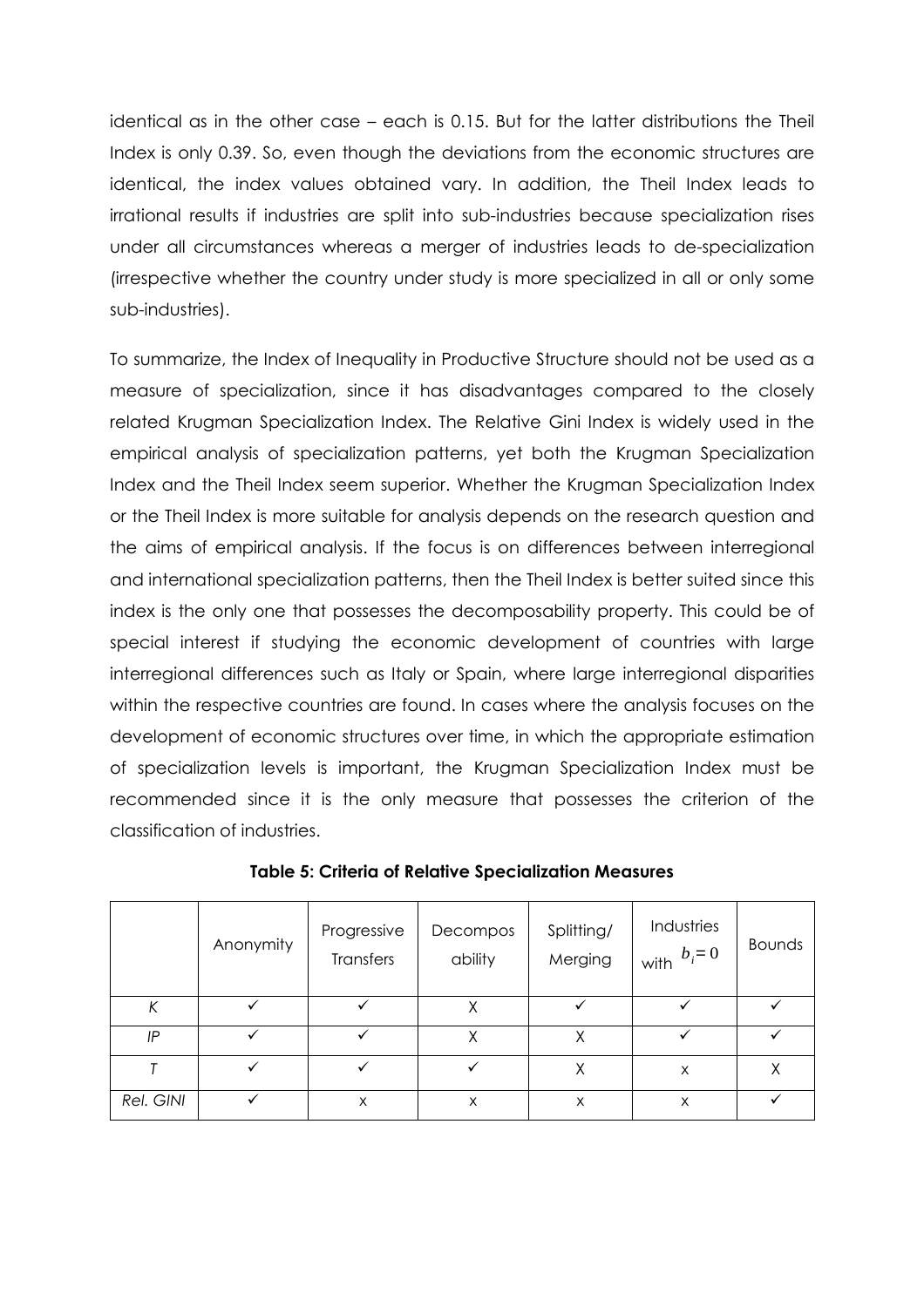identical as in the other case – each is 0.15. But for the latter distributions the Theil Index is only 0.39. So, even though the deviations from the economic structures are identical, the index values obtained vary. In addition, the Theil Index leads to irrational results if industries are split into sub-industries because specialization rises under all circumstances whereas a merger of industries leads to de-specialization (irrespective whether the country under study is more specialized in all or only some sub-industries).

To summarize, the Index of Inequality in Productive Structure should not be used as a measure of specialization, since it has disadvantages compared to the closely related Krugman Specialization Index. The Relative Gini Index is widely used in the empirical analysis of specialization patterns, yet both the Krugman Specialization Index and the Theil Index seem superior. Whether the Krugman Specialization Index or the Theil Index is more suitable for analysis depends on the research question and the aims of empirical analysis. If the focus is on differences between interregional and international specialization patterns, then the Theil Index is better suited since this index is the only one that possesses the decomposability property. This could be of special interest if studying the economic development of countries with large interregional differences such as Italy or Spain, where large interregional disparities within the respective countries are found. In cases where the analysis focuses on the development of economic structures over time, in which the appropriate estimation of specialization levels is important, the Krugman Specialization Index must be recommended since it is the only measure that possesses the criterion of the classification of industries.

**Table 5: Criteria of Relative Specialization Measures**

| | Anonymity | Progressive Transfers | Decomposability | Splitting/ Merging | Industries with $b_i = 0$ | Bounds |
|---|---|---|---|---|---|---|
| *K* | ✓ | ✓ | X | ✓ | ✓ | ✓ |
| *IP* | ✓ | ✓ | X | X | ✓ | ✓ |
| *T* | ✓ | ✓ | ✓ | X | x | X |
| *Rel. GINI* | ✓ | x | x | x | x | ✓ |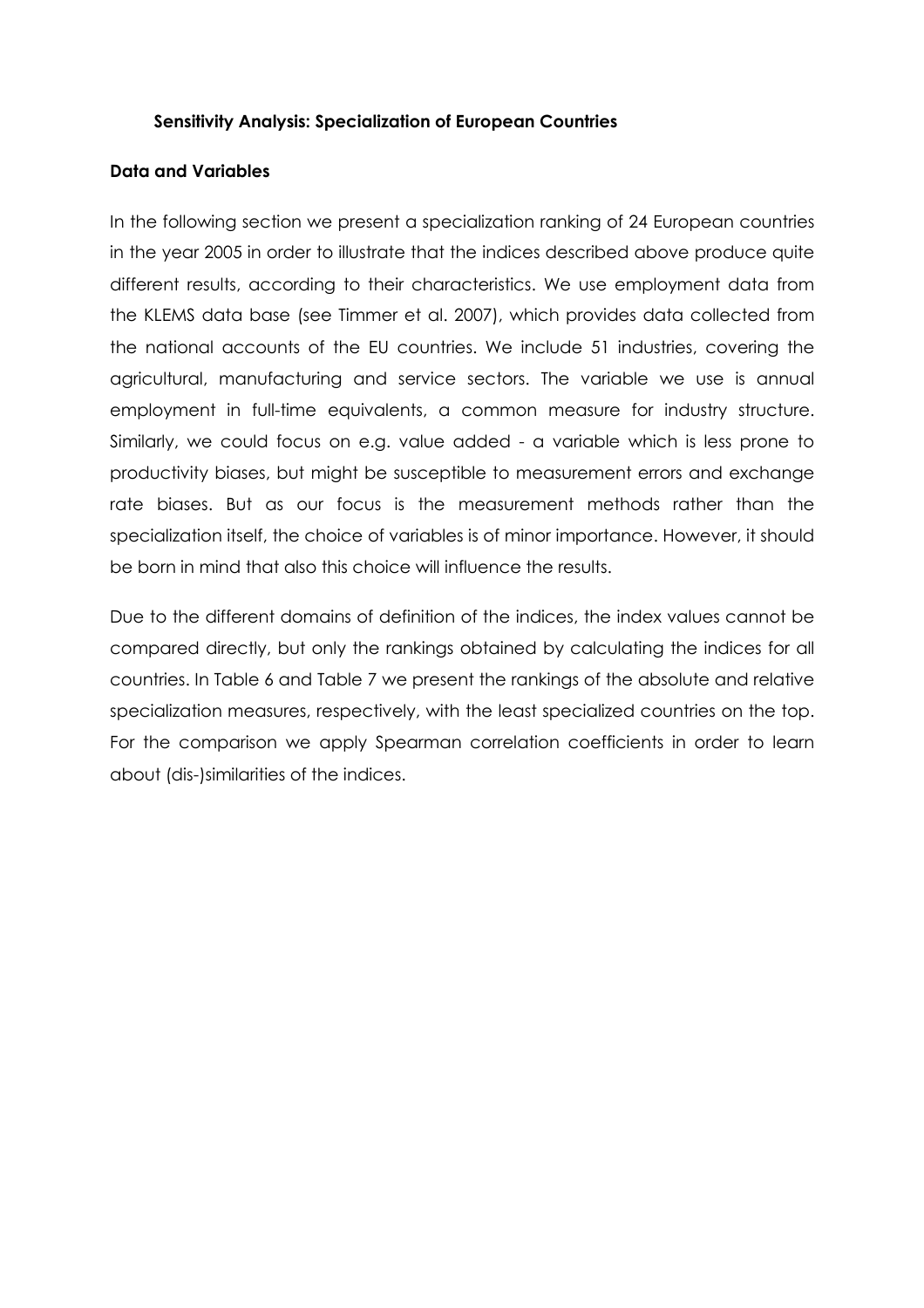### Sensitivity Analysis: Specialization of European Countries

#### Data and Variables

In the following section we present a specialization ranking of 24 European countries in the year 2005 in order to illustrate that the indices described above produce quite different results, according to their characteristics. We use employment data from the KLEMS data base (see Timmer et al. 2007), which provides data collected from the national accounts of the EU countries. We include 51 industries, covering the agricultural, manufacturing and service sectors. The variable we use is annual employment in full-time equivalents, a common measure for industry structure. Similarly, we could focus on e.g. value added - a variable which is less prone to productivity biases, but might be susceptible to measurement errors and exchange rate biases. But as our focus is the measurement methods rather than the specialization itself, the choice of variables is of minor importance. However, it should be born in mind that also this choice will influence the results.

Due to the different domains of definition of the indices, the index values cannot be compared directly, but only the rankings obtained by calculating the indices for all countries. In Table 6 and Table 7 we present the rankings of the absolute and relative specialization measures, respectively, with the least specialized countries on the top. For the comparison we apply Spearman correlation coefficients in order to learn about (dis-)similarities of the indices.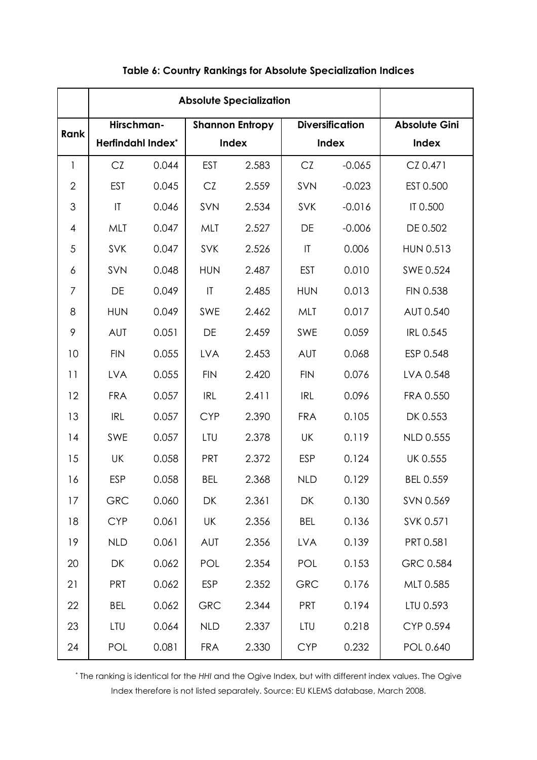**Table 6: Country Rankings for Absolute Specialization Indices**

| Rank | Absolute Specialization | | | | | | Absolute Gini Index |
|---|---|---|---|---|---|---|---|
| | Hirschman-Herfindahl Index* | | Shannon Entropy Index | | Diversification Index | | |
| 1 | CZ | 0.044 | EST | 2.583 | CZ | -0.065 | CZ 0.471 |
| 2 | EST | 0.045 | CZ | 2.559 | SVN | -0.023 | EST 0.500 |
| 3 | IT | 0.046 | SVN | 2.534 | SVK | -0.016 | IT 0.500 |
| 4 | MLT | 0.047 | MLT | 2.527 | DE | -0.006 | DE 0.502 |
| 5 | SVK | 0.047 | SVK | 2.526 | IT | 0.006 | HUN 0.513 |
| 6 | SVN | 0.048 | HUN | 2.487 | EST | 0.010 | SWE 0.524 |
| 7 | DE | 0.049 | IT | 2.485 | HUN | 0.013 | FIN 0.538 |
| 8 | HUN | 0.049 | SWE | 2.462 | MLT | 0.017 | AUT 0.540 |
| 9 | AUT | 0.051 | DE | 2.459 | SWE | 0.059 | IRL 0.545 |
| 10 | FIN | 0.055 | LVA | 2.453 | AUT | 0.068 | ESP 0.548 |
| 11 | LVA | 0.055 | FIN | 2.420 | FIN | 0.076 | LVA 0.548 |
| 12 | FRA | 0.057 | IRL | 2.411 | IRL | 0.096 | FRA 0.550 |
| 13 | IRL | 0.057 | CYP | 2.390 | FRA | 0.105 | DK 0.553 |
| 14 | SWE | 0.057 | LTU | 2.378 | UK | 0.119 | NLD 0.555 |
| 15 | UK | 0.058 | PRT | 2.372 | ESP | 0.124 | UK 0.555 |
| 16 | ESP | 0.058 | BEL | 2.368 | NLD | 0.129 | BEL 0.559 |
| 17 | GRC | 0.060 | DK | 2.361 | DK | 0.130 | SVN 0.569 |
| 18 | CYP | 0.061 | UK | 2.356 | BEL | 0.136 | SVK 0.571 |
| 19 | NLD | 0.061 | AUT | 2.356 | LVA | 0.139 | PRT 0.581 |
| 20 | DK | 0.062 | POL | 2.354 | POL | 0.153 | GRC 0.584 |
| 21 | PRT | 0.062 | ESP | 2.352 | GRC | 0.176 | MLT 0.585 |
| 22 | BEL | 0.062 | GRC | 2.344 | PRT | 0.194 | LTU 0.593 |
| 23 | LTU | 0.064 | NLD | 2.337 | LTU | 0.218 | CYP 0.594 |
| 24 | POL | 0.081 | FRA | 2.330 | CYP | 0.232 | POL 0.640 |

* The ranking is identical for the *HHI* and the Ogive Index, but with different index values. The Ogive Index therefore is not listed separately. Source: EU KLEMS database, March 2008.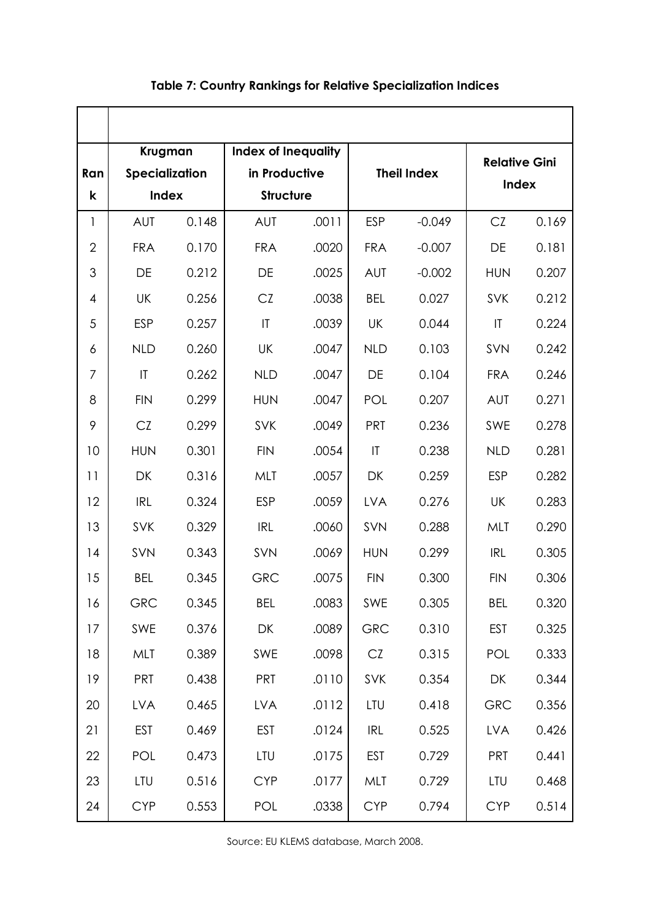**Table 7: Country Rankings for Relative Specialization Indices**

| Rank | Krugman Specialization Index | | Index of Inequality in Productive Structure | | Theil Index | | Relative Gini Index | |
|---|---|---|---|---|---|---|---|---|
| 1 | AUT | 0.148 | AUT | .0011 | ESP | -0.049 | CZ | 0.169 |
| 2 | FRA | 0.170 | FRA | .0020 | FRA | -0.007 | DE | 0.181 |
| 3 | DE | 0.212 | DE | .0025 | AUT | -0.002 | HUN | 0.207 |
| 4 | UK | 0.256 | CZ | .0038 | BEL | 0.027 | SVK | 0.212 |
| 5 | ESP | 0.257 | IT | .0039 | UK | 0.044 | IT | 0.224 |
| 6 | NLD | 0.260 | UK | .0047 | NLD | 0.103 | SVN | 0.242 |
| 7 | IT | 0.262 | NLD | .0047 | DE | 0.104 | FRA | 0.246 |
| 8 | FIN | 0.299 | HUN | .0047 | POL | 0.207 | AUT | 0.271 |
| 9 | CZ | 0.299 | SVK | .0049 | PRT | 0.236 | SWE | 0.278 |
| 10 | HUN | 0.301 | FIN | .0054 | IT | 0.238 | NLD | 0.281 |
| 11 | DK | 0.316 | MLT | .0057 | DK | 0.259 | ESP | 0.282 |
| 12 | IRL | 0.324 | ESP | .0059 | LVA | 0.276 | UK | 0.283 |
| 13 | SVK | 0.329 | IRL | .0060 | SVN | 0.288 | MLT | 0.290 |
| 14 | SVN | 0.343 | SVN | .0069 | HUN | 0.299 | IRL | 0.305 |
| 15 | BEL | 0.345 | GRC | .0075 | FIN | 0.300 | FIN | 0.306 |
| 16 | GRC | 0.345 | BEL | .0083 | SWE | 0.305 | BEL | 0.320 |
| 17 | SWE | 0.376 | DK | .0089 | GRC | 0.310 | EST | 0.325 |
| 18 | MLT | 0.389 | SWE | .0098 | CZ | 0.315 | POL | 0.333 |
| 19 | PRT | 0.438 | PRT | .0110 | SVK | 0.354 | DK | 0.344 |
| 20 | LVA | 0.465 | LVA | .0112 | LTU | 0.418 | GRC | 0.356 |
| 21 | EST | 0.469 | EST | .0124 | IRL | 0.525 | LVA | 0.426 |
| 22 | POL | 0.473 | LTU | .0175 | EST | 0.729 | PRT | 0.441 |
| 23 | LTU | 0.516 | CYP | .0177 | MLT | 0.729 | LTU | 0.468 |
| 24 | CYP | 0.553 | POL | .0338 | CYP | 0.794 | CYP | 0.514 |

Source: EU KLEMS database, March 2008.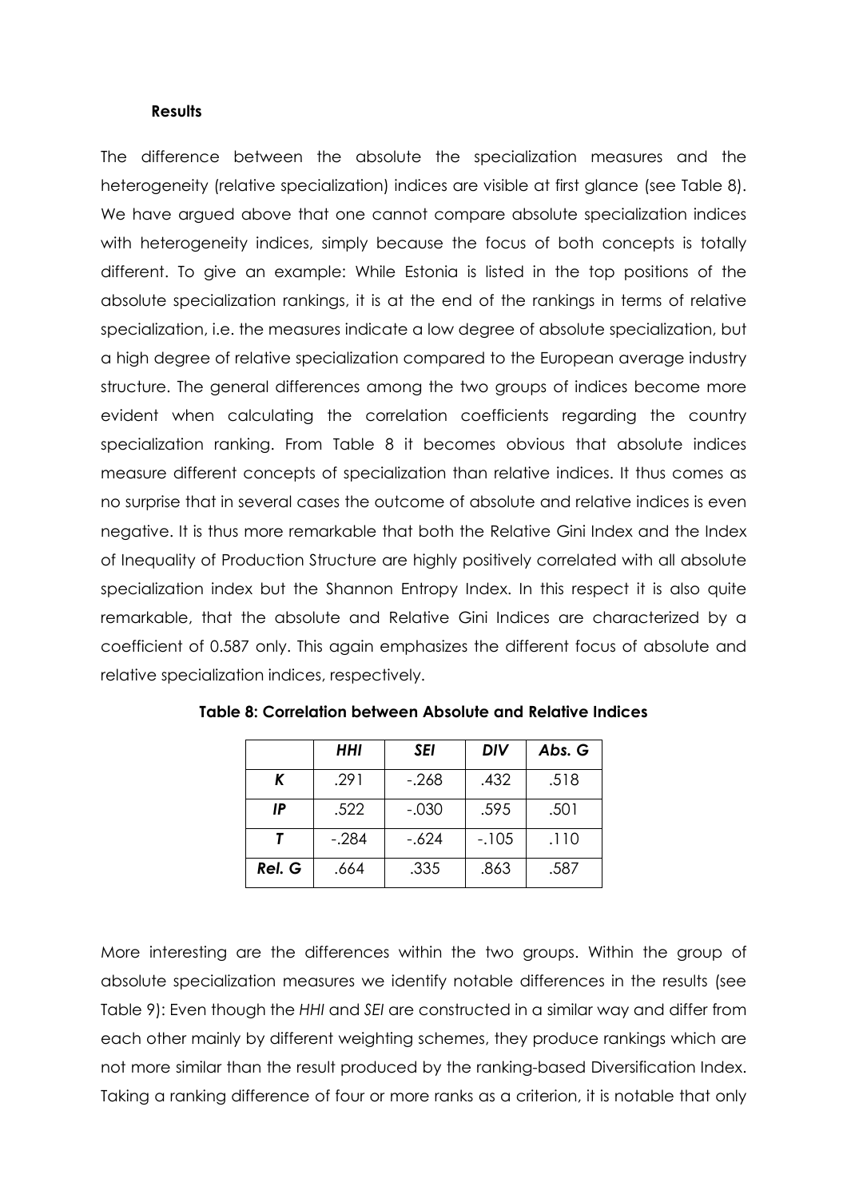#### Results

The difference between the absolute the specialization measures and the heterogeneity (relative specialization) indices are visible at first glance (see Table 8). We have argued above that one cannot compare absolute specialization indices with heterogeneity indices, simply because the focus of both concepts is totally different. To give an example: While Estonia is listed in the top positions of the absolute specialization rankings, it is at the end of the rankings in terms of relative specialization, i.e. the measures indicate a low degree of absolute specialization, but a high degree of relative specialization compared to the European average industry structure. The general differences among the two groups of indices become more evident when calculating the correlation coefficients regarding the country specialization ranking. From Table 8 it becomes obvious that absolute indices measure different concepts of specialization than relative indices. It thus comes as no surprise that in several cases the outcome of absolute and relative indices is even negative. It is thus more remarkable that both the Relative Gini Index and the Index of Inequality of Production Structure are highly positively correlated with all absolute specialization index but the Shannon Entropy Index. In this respect it is also quite remarkable, that the absolute and Relative Gini Indices are characterized by a coefficient of 0.587 only. This again emphasizes the different focus of absolute and relative specialization indices, respectively.

**Table 8: Correlation between Absolute and Relative Indices**

| | *HHI* | *SEI* | *DIV* | *Abs. G* |
|---|---|---|---|---|
| ***K*** | .291 | -.268 | .432 | .518 |
| ***IP*** | .522 | -.030 | .595 | .501 |
| ***T*** | -.284 | -.624 | -.105 | .110 |
| ***Rel. G*** | .664 | .335 | .863 | .587 |

More interesting are the differences within the two groups. Within the group of absolute specialization measures we identify notable differences in the results (see Table 9): Even though the *HHI* and *SEI* are constructed in a similar way and differ from each other mainly by different weighting schemes, they produce rankings which are not more similar than the result produced by the ranking-based Diversification Index. Taking a ranking difference of four or more ranks as a criterion, it is notable that only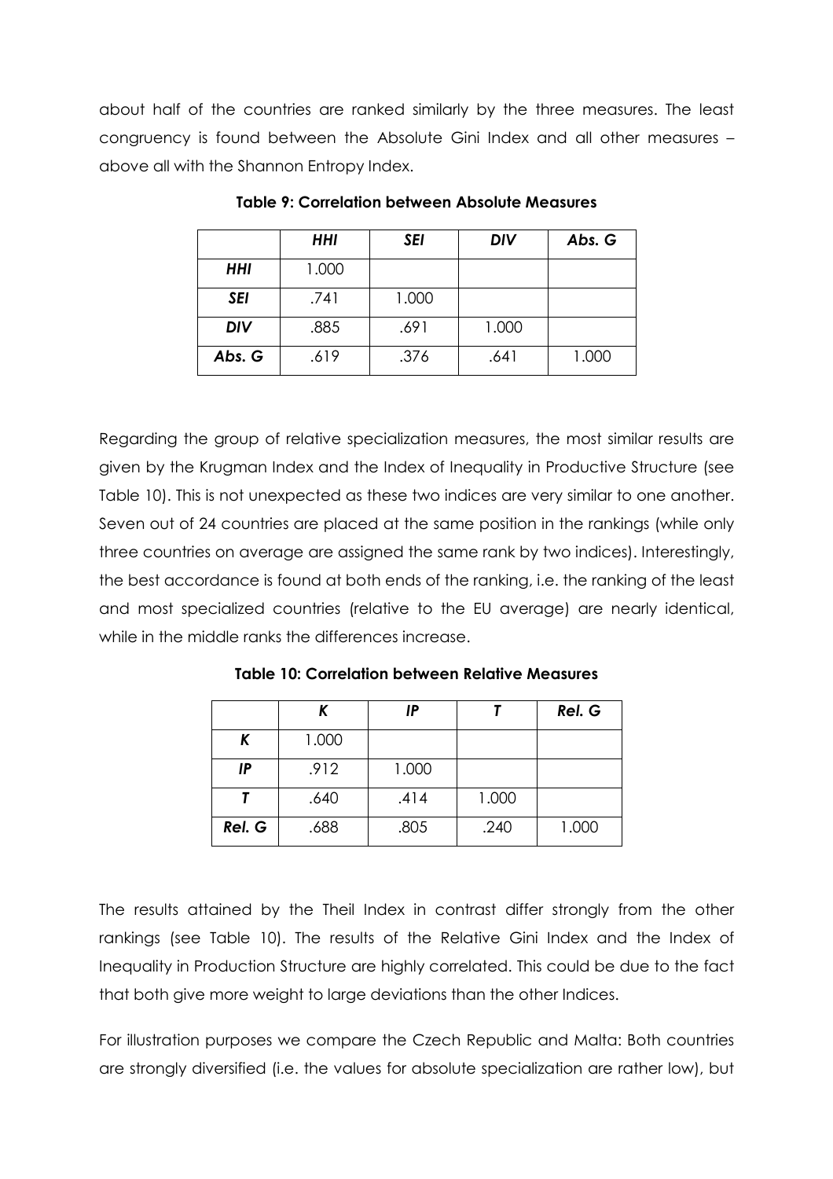about half of the countries are ranked similarly by the three measures. The least congruency is found between the Absolute Gini Index and all other measures – above all with the Shannon Entropy Index.

**Table 9: Correlation between Absolute Measures**

| | *HHI* | *SEI* | *DIV* | *Abs. G* |
|---|---|---|---|---|
| ***HHI*** | 1.000 | | | |
| ***SEI*** | .741 | 1.000 | | |
| ***DIV*** | .885 | .691 | 1.000 | |
| ***Abs. G*** | .619 | .376 | .641 | 1.000 |

Regarding the group of relative specialization measures, the most similar results are given by the Krugman Index and the Index of Inequality in Productive Structure (see Table 10). This is not unexpected as these two indices are very similar to one another. Seven out of 24 countries are placed at the same position in the rankings (while only three countries on average are assigned the same rank by two indices). Interestingly, the best accordance is found at both ends of the ranking, i.e. the ranking of the least and most specialized countries (relative to the EU average) are nearly identical, while in the middle ranks the differences increase.

**Table 10: Correlation between Relative Measures**

| | *K* | *IP* | *T* | *Rel. G* |
|---|---|---|---|---|
| ***K*** | 1.000 | | | |
| ***IP*** | .912 | 1.000 | | |
| ***T*** | .640 | .414 | 1.000 | |
| ***Rel. G*** | .688 | .805 | .240 | 1.000 |

The results attained by the Theil Index in contrast differ strongly from the other rankings (see Table 10). The results of the Relative Gini Index and the Index of Inequality in Production Structure are highly correlated. This could be due to the fact that both give more weight to large deviations than the other Indices.

For illustration purposes we compare the Czech Republic and Malta: Both countries are strongly diversified (i.e. the values for absolute specialization are rather low), but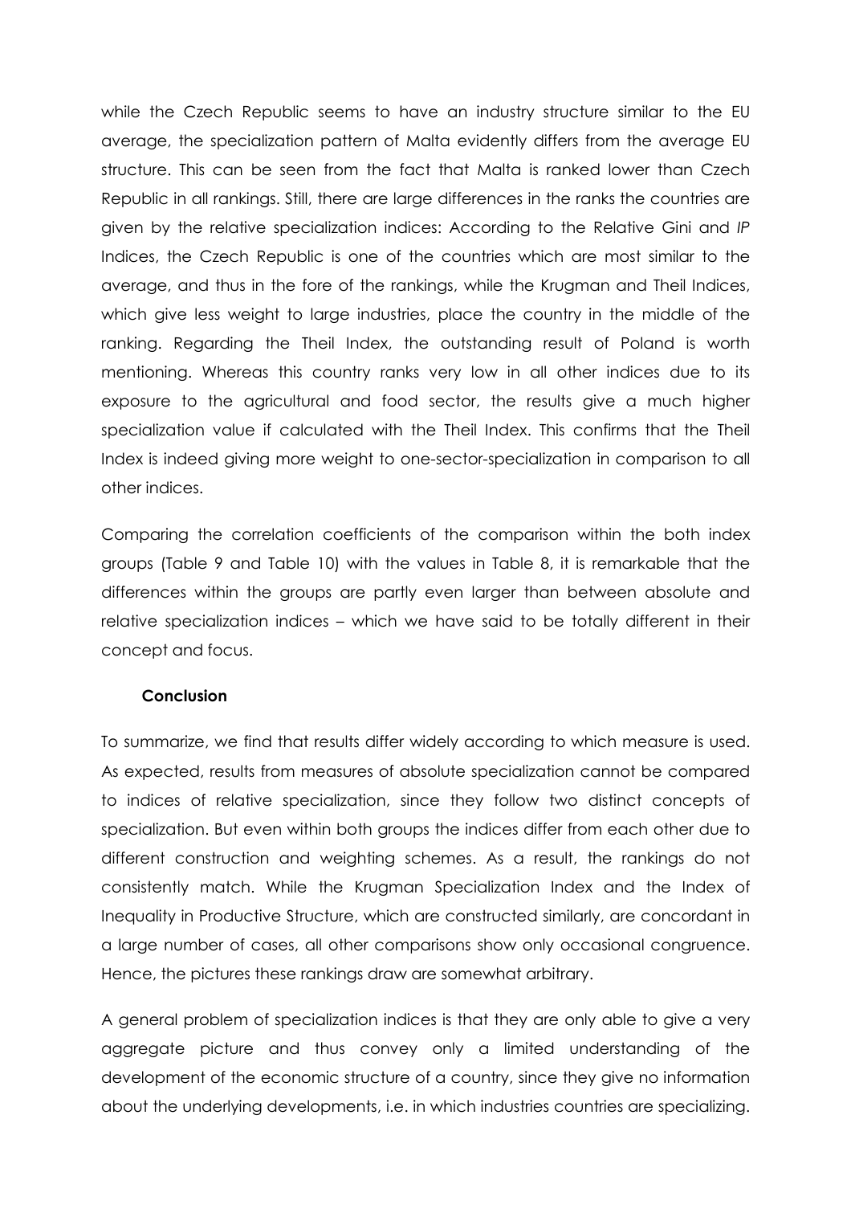while the Czech Republic seems to have an industry structure similar to the EU average, the specialization pattern of Malta evidently differs from the average EU structure. This can be seen from the fact that Malta is ranked lower than Czech Republic in all rankings. Still, there are large differences in the ranks the countries are given by the relative specialization indices: According to the Relative Gini and *IP* Indices, the Czech Republic is one of the countries which are most similar to the average, and thus in the fore of the rankings, while the Krugman and Theil Indices, which give less weight to large industries, place the country in the middle of the ranking. Regarding the Theil Index, the outstanding result of Poland is worth mentioning. Whereas this country ranks very low in all other indices due to its exposure to the agricultural and food sector, the results give a much higher specialization value if calculated with the Theil Index. This confirms that the Theil Index is indeed giving more weight to one-sector-specialization in comparison to all other indices.

Comparing the correlation coefficients of the comparison within the both index groups (Table 9 and Table 10) with the values in Table 8, it is remarkable that the differences within the groups are partly even larger than between absolute and relative specialization indices – which we have said to be totally different in their concept and focus.

## Conclusion

To summarize, we find that results differ widely according to which measure is used. As expected, results from measures of absolute specialization cannot be compared to indices of relative specialization, since they follow two distinct concepts of specialization. But even within both groups the indices differ from each other due to different construction and weighting schemes. As a result, the rankings do not consistently match. While the Krugman Specialization Index and the Index of Inequality in Productive Structure, which are constructed similarly, are concordant in a large number of cases, all other comparisons show only occasional congruence. Hence, the pictures these rankings draw are somewhat arbitrary.

A general problem of specialization indices is that they are only able to give a very aggregate picture and thus convey only a limited understanding of the development of the economic structure of a country, since they give no information about the underlying developments, i.e. in which industries countries are specializing.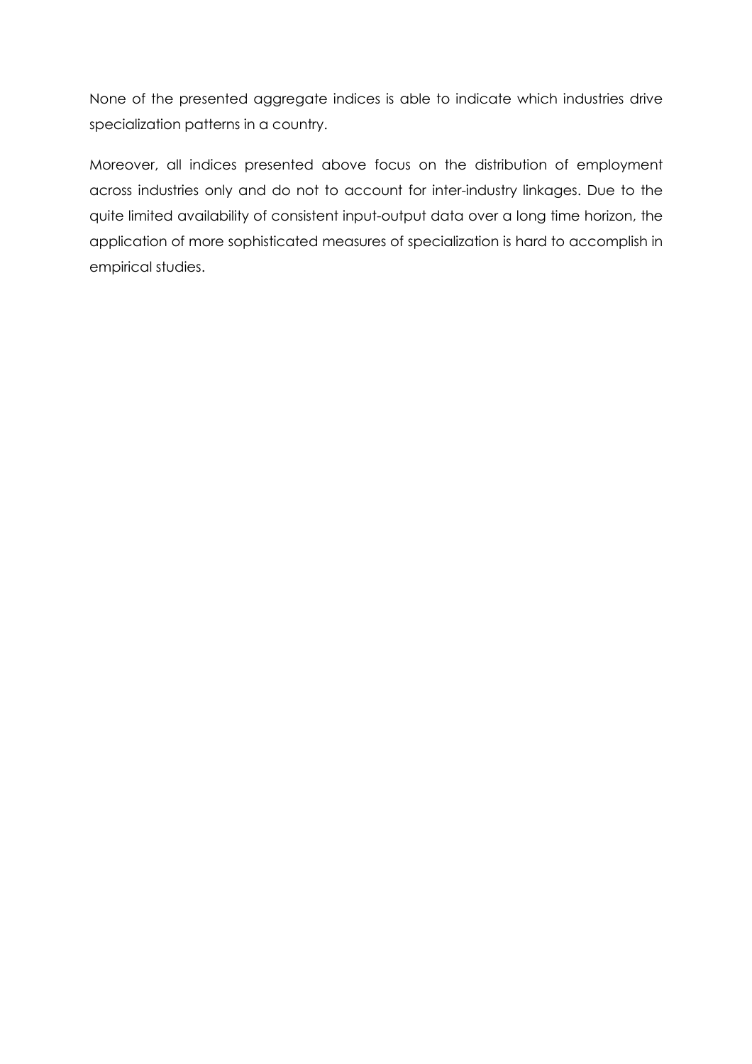None of the presented aggregate indices is able to indicate which industries drive specialization patterns in a country.

Moreover, all indices presented above focus on the distribution of employment across industries only and do not to account for inter-industry linkages. Due to the quite limited availability of consistent input-output data over a long time horizon, the application of more sophisticated measures of specialization is hard to accomplish in empirical studies.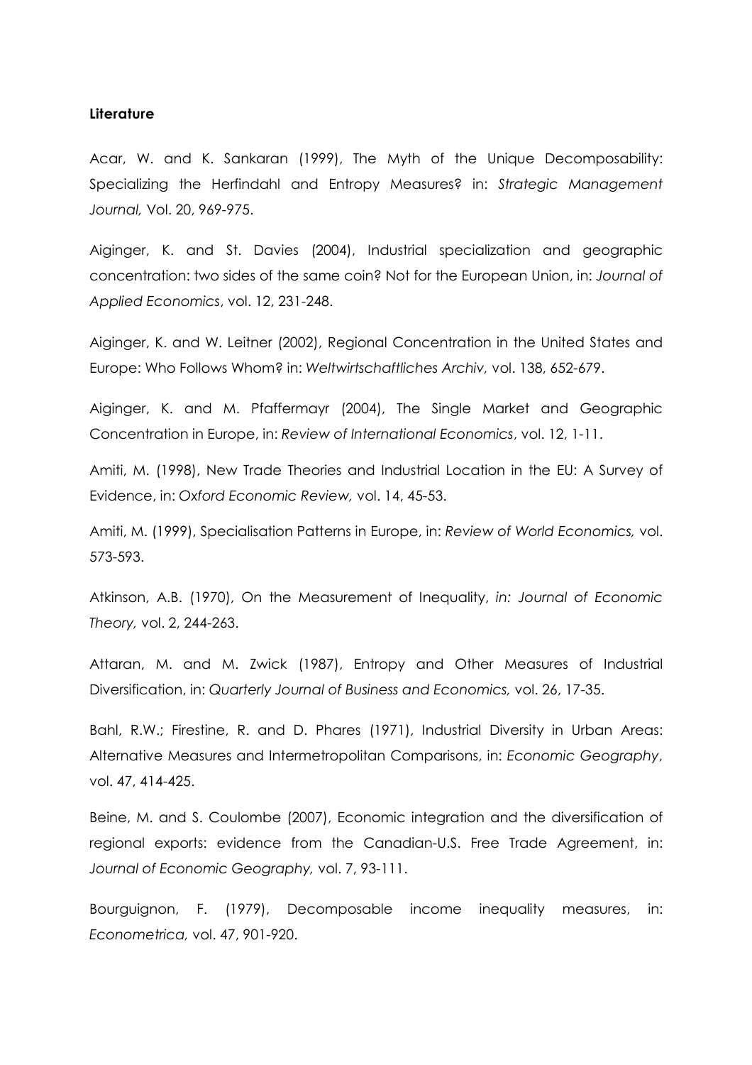**Literature**

Acar, W. and K. Sankaran (1999), The Myth of the Unique Decomposability: Specializing the Herfindahl and Entropy Measures? in: *Strategic Management Journal,* Vol. 20, 969-975.

Aiginger, K. and St. Davies (2004), Industrial specialization and geographic concentration: two sides of the same coin? Not for the European Union, in: *Journal of Applied Economics*, vol. 12, 231-248.

Aiginger, K. and W. Leitner (2002), Regional Concentration in the United States and Europe: Who Follows Whom? in: *Weltwirtschaftliches Archiv,* vol. 138, 652-679.

Aiginger, K. and M. Pfaffermayr (2004), The Single Market and Geographic Concentration in Europe, in: *Review of International Economics*, vol. 12, 1-11.

Amiti, M. (1998), New Trade Theories and Industrial Location in the EU: A Survey of Evidence, in: *Oxford Economic Review,* vol. 14, 45-53.

Amiti, M. (1999), Specialisation Patterns in Europe, in: *Review of World Economics,* vol. 573-593.

Atkinson, A.B. (1970), On the Measurement of Inequality, *in: Journal of Economic Theory,* vol. 2, 244-263.

Attaran, M. and M. Zwick (1987), Entropy and Other Measures of Industrial Diversification, in: *Quarterly Journal of Business and Economics,* vol. 26, 17-35.

Bahl, R.W.; Firestine, R. and D. Phares (1971), Industrial Diversity in Urban Areas: Alternative Measures and Intermetropolitan Comparisons, in: *Economic Geography*, vol. 47, 414-425.

Beine, M. and S. Coulombe (2007), Economic integration and the diversification of regional exports: evidence from the Canadian-U.S. Free Trade Agreement, in: *Journal of Economic Geography,* vol. 7, 93-111.

Bourguignon, F. (1979), Decomposable income inequality measures, in: *Econometrica,* vol. 47, 901-920.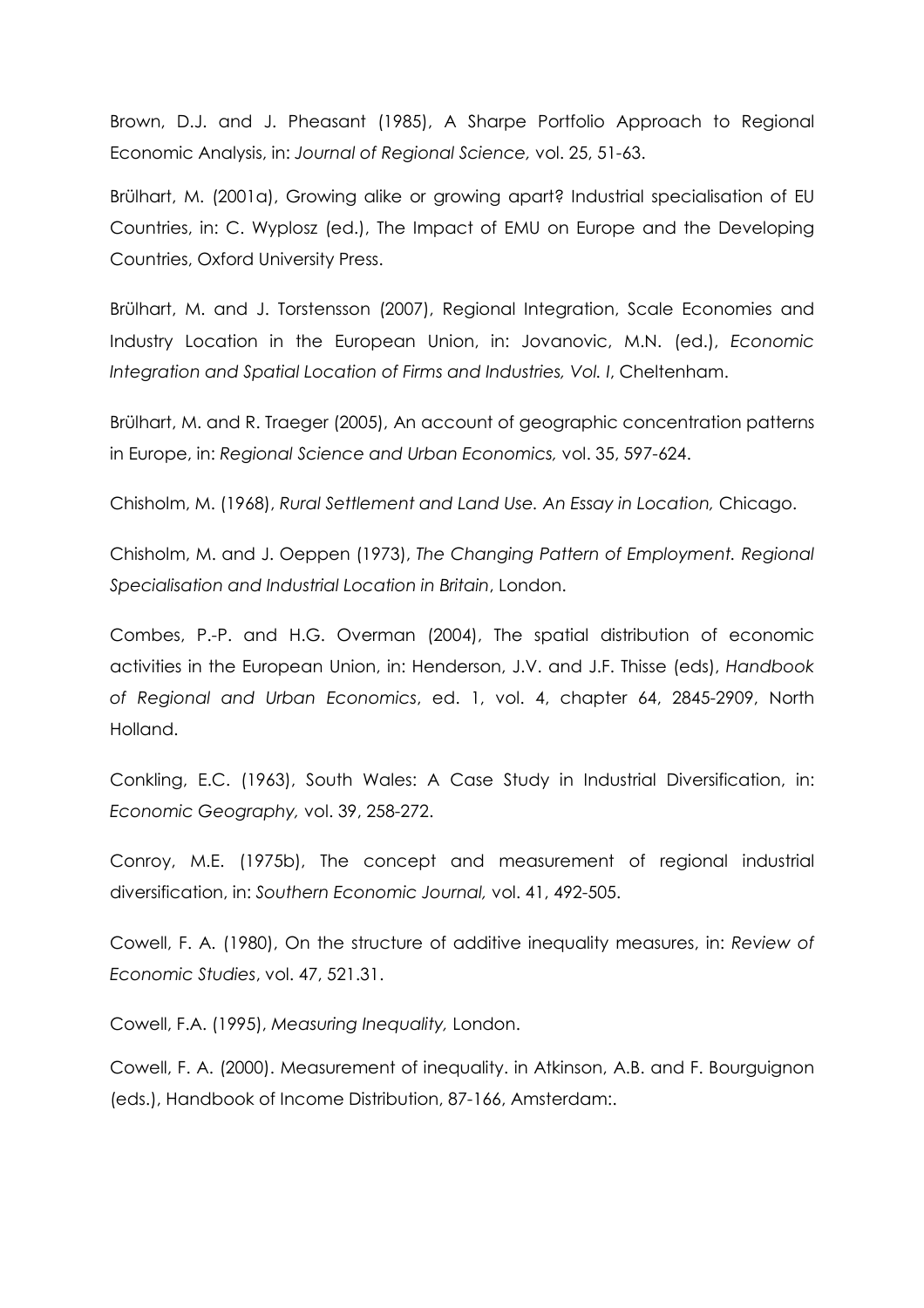Brown, D.J. and J. Pheasant (1985), A Sharpe Portfolio Approach to Regional Economic Analysis, in: *Journal of Regional Science,* vol. 25, 51-63.

Brülhart, M. (2001a), Growing alike or growing apart? Industrial specialisation of EU Countries, in: C. Wyplosz (ed.), The Impact of EMU on Europe and the Developing Countries, Oxford University Press.

Brülhart, M. and J. Torstensson (2007), Regional Integration, Scale Economies and Industry Location in the European Union, in: Jovanovic, M.N. (ed.), *Economic Integration and Spatial Location of Firms and Industries, Vol. I*, Cheltenham.

Brülhart, M. and R. Traeger (2005), An account of geographic concentration patterns in Europe, in: *Regional Science and Urban Economics,* vol. 35, 597-624.

Chisholm, M. (1968), *Rural Settlement and Land Use. An Essay in Location,* Chicago.

Chisholm, M. and J. Oeppen (1973), *The Changing Pattern of Employment. Regional Specialisation and Industrial Location in Britain*, London.

Combes, P.-P. and H.G. Overman (2004), The spatial distribution of economic activities in the European Union, in: Henderson, J.V. and J.F. Thisse (eds), *Handbook of Regional and Urban Economics*, ed. 1, vol. 4, chapter 64, 2845-2909, North Holland.

Conkling, E.C. (1963), South Wales: A Case Study in Industrial Diversification, in: *Economic Geography,* vol. 39, 258-272.

Conroy, M.E. (1975b), The concept and measurement of regional industrial diversification, in: *Southern Economic Journal,* vol. 41, 492-505.

Cowell, F. A. (1980), On the structure of additive inequality measures, in: *Review of Economic Studies*, vol. 47, 521.31.

Cowell, F.A. (1995), *Measuring Inequality,* London.

Cowell, F. A. (2000). Measurement of inequality. in Atkinson, A.B. and F. Bourguignon (eds.), Handbook of Income Distribution, 87-166, Amsterdam:.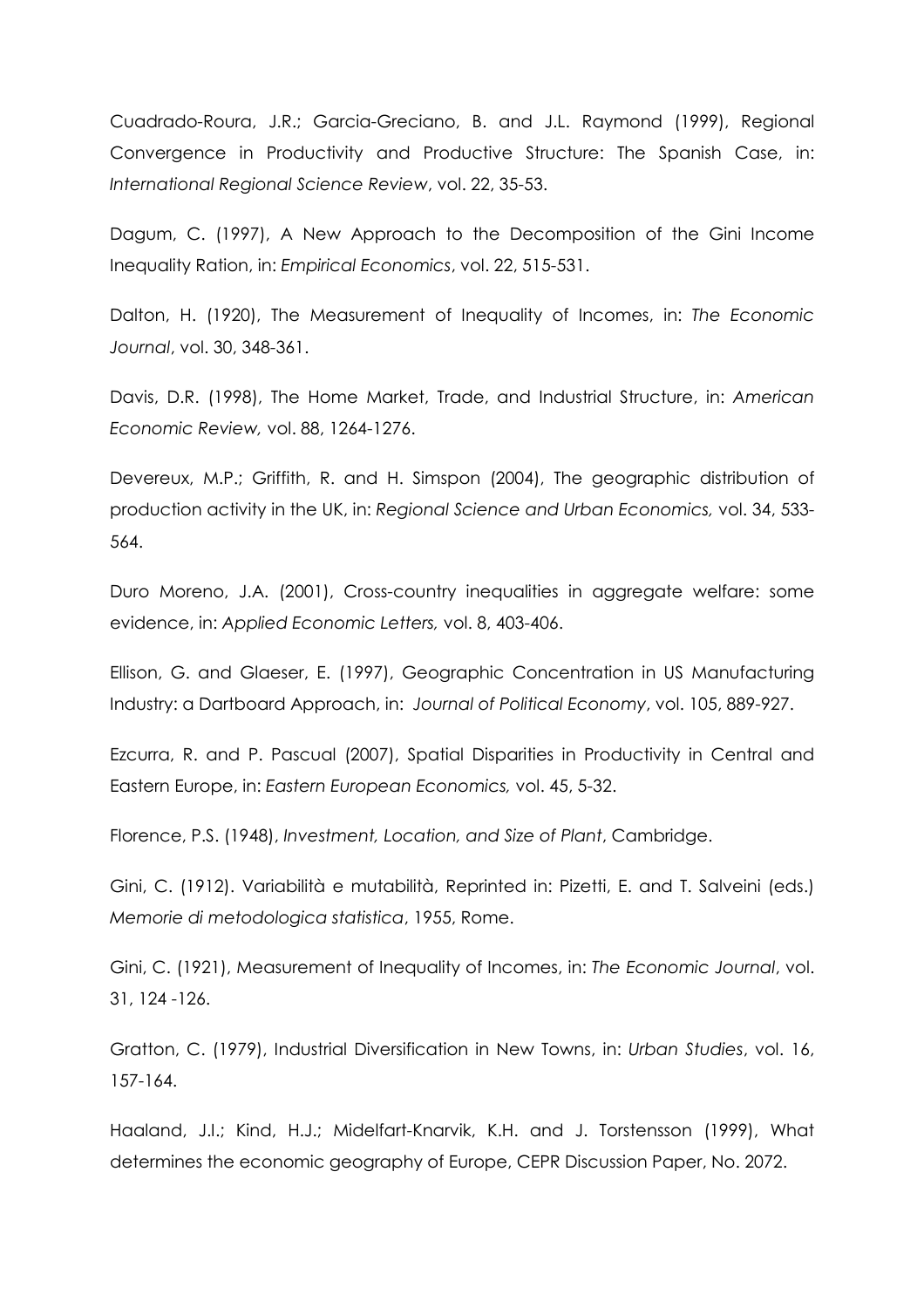Cuadrado-Roura, J.R.; Garcia-Greciano, B. and J.L. Raymond (1999), Regional Convergence in Productivity and Productive Structure: The Spanish Case, in: *International Regional Science Review*, vol. 22, 35-53.

Dagum, C. (1997), A New Approach to the Decomposition of the Gini Income Inequality Ration, in: *Empirical Economics*, vol. 22, 515-531.

Dalton, H. (1920), The Measurement of Inequality of Incomes, in: *The Economic Journal*, vol. 30, 348-361.

Davis, D.R. (1998), The Home Market, Trade, and Industrial Structure, in: *American Economic Review,* vol. 88, 1264-1276.

Devereux, M.P.; Griffith, R. and H. Simspon (2004), The geographic distribution of production activity in the UK, in: *Regional Science and Urban Economics,* vol. 34, 533-564.

Duro Moreno, J.A. (2001), Cross-country inequalities in aggregate welfare: some evidence, in: *Applied Economic Letters,* vol. 8, 403-406.

Ellison, G. and Glaeser, E. (1997), Geographic Concentration in US Manufacturing Industry: a Dartboard Approach, in: *Journal of Political Economy*, vol. 105, 889-927.

Ezcurra, R. and P. Pascual (2007), Spatial Disparities in Productivity in Central and Eastern Europe, in: *Eastern European Economics,* vol. 45, 5-32.

Florence, P.S. (1948), *Investment, Location, and Size of Plant*, Cambridge.

Gini, C. (1912). Variabilità e mutabilità, Reprinted in: Pizetti, E. and T. Salveini (eds.) *Memorie di metodologica statistica*, 1955, Rome.

Gini, C. (1921), Measurement of Inequality of Incomes, in: *The Economic Journal*, vol. 31, 124 -126.

Gratton, C. (1979), Industrial Diversification in New Towns, in: *Urban Studies*, vol. 16, 157-164.

Haaland, J.I.; Kind, H.J.; Midelfart-Knarvik, K.H. and J. Torstensson (1999), What determines the economic geography of Europe, CEPR Discussion Paper, No. 2072.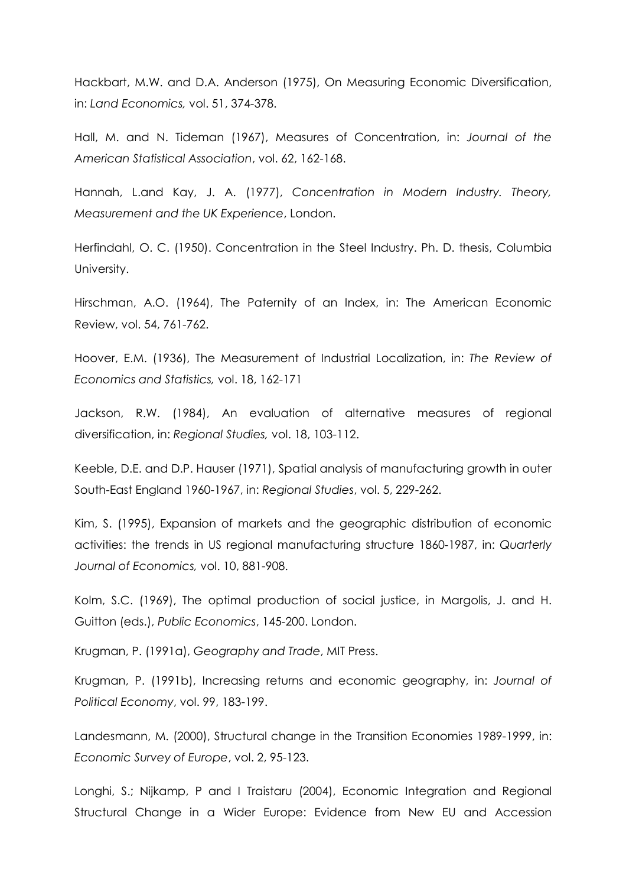Hackbart, M.W. and D.A. Anderson (1975), On Measuring Economic Diversification, in: *Land Economics,* vol. 51, 374-378.

Hall, M. and N. Tideman (1967), Measures of Concentration, in: *Journal of the American Statistical Association*, vol. 62, 162-168.

Hannah, L.and Kay, J. A. (1977), *Concentration in Modern Industry. Theory, Measurement and the UK Experience*, London.

Herfindahl, O. C. (1950). Concentration in the Steel Industry. Ph. D. thesis, Columbia University.

Hirschman, A.O. (1964), The Paternity of an Index, in: The American Economic Review, vol. 54, 761-762.

Hoover, E.M. (1936), The Measurement of Industrial Localization, in: *The Review of Economics and Statistics,* vol. 18, 162-171

Jackson, R.W. (1984), An evaluation of alternative measures of regional diversification, in: *Regional Studies,* vol. 18, 103-112.

Keeble, D.E. and D.P. Hauser (1971), Spatial analysis of manufacturing growth in outer South-East England 1960-1967, in: *Regional Studies*, vol. 5, 229-262.

Kim, S. (1995), Expansion of markets and the geographic distribution of economic activities: the trends in US regional manufacturing structure 1860-1987, in: *Quarterly Journal of Economics,* vol. 10, 881-908.

Kolm, S.C. (1969), The optimal production of social justice, in Margolis, J. and H. Guitton (eds.), *Public Economics*, 145-200. London.

Krugman, P. (1991a), *Geography and Trade*, MIT Press.

Krugman, P. (1991b), Increasing returns and economic geography, in: *Journal of Political Economy*, vol. 99, 183-199.

Landesmann, M. (2000), Structural change in the Transition Economies 1989-1999, in: *Economic Survey of Europe*, vol. 2, 95-123.

Longhi, S.; Nijkamp, P and I Traistaru (2004), Economic Integration and Regional Structural Change in a Wider Europe: Evidence from New EU and Accession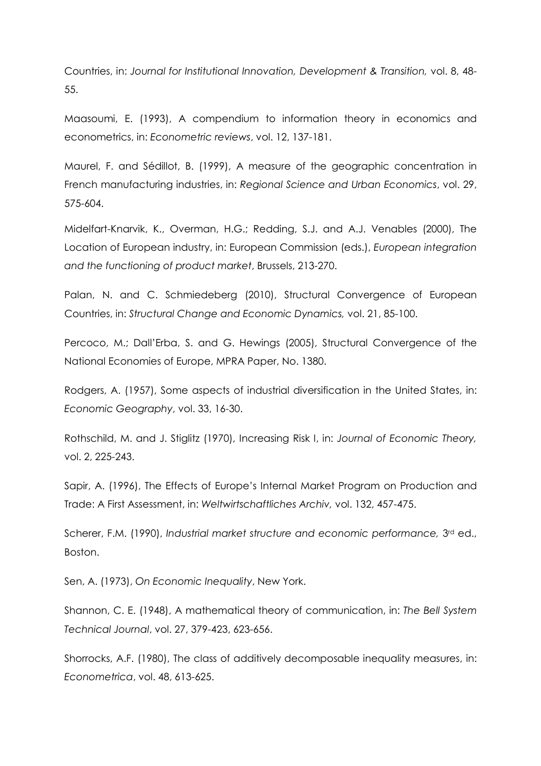Countries, in: *Journal for Institutional Innovation, Development & Transition,* vol. 8, 48-55.

Maasoumi, E. (1993), A compendium to information theory in economics and econometrics, in: *Econometric reviews*, vol. 12, 137-181.

Maurel, F. and Sédillot, B. (1999), A measure of the geographic concentration in French manufacturing industries, in: *Regional Science and Urban Economics*, vol. 29, 575-604.

Midelfart-Knarvik, K., Overman, H.G.; Redding, S.J. and A.J. Venables (2000), The Location of European industry, in: European Commission (eds.), *European integration and the functioning of product market*, Brussels, 213-270.

Palan, N. and C. Schmiedeberg (2010), Structural Convergence of European Countries, in: *Structural Change and Economic Dynamics,* vol. 21, 85-100.

Percoco, M.; Dall'Erba, S. and G. Hewings (2005), Structural Convergence of the National Economies of Europe, MPRA Paper, No. 1380.

Rodgers, A. (1957), Some aspects of industrial diversification in the United States, in: *Economic Geography*, vol. 33, 16-30.

Rothschild, M. and J. Stiglitz (1970), Increasing Risk I, in: *Journal of Economic Theory,* vol. 2, 225-243.

Sapir, A. (1996), The Effects of Europe's Internal Market Program on Production and Trade: A First Assessment, in: *Weltwirtschaftliches Archiv,* vol. 132, 457-475.

Scherer, F.M. (1990), *Industrial market structure and economic performance,* 3rd ed., Boston.

Sen, A. (1973), *On Economic Inequality*, New York.

Shannon, C. E. (1948), A mathematical theory of communication, in: *The Bell System Technical Journal*, vol. 27, 379-423, 623-656.

Shorrocks, A.F. (1980), The class of additively decomposable inequality measures, in: *Econometrica*, vol. 48, 613-625.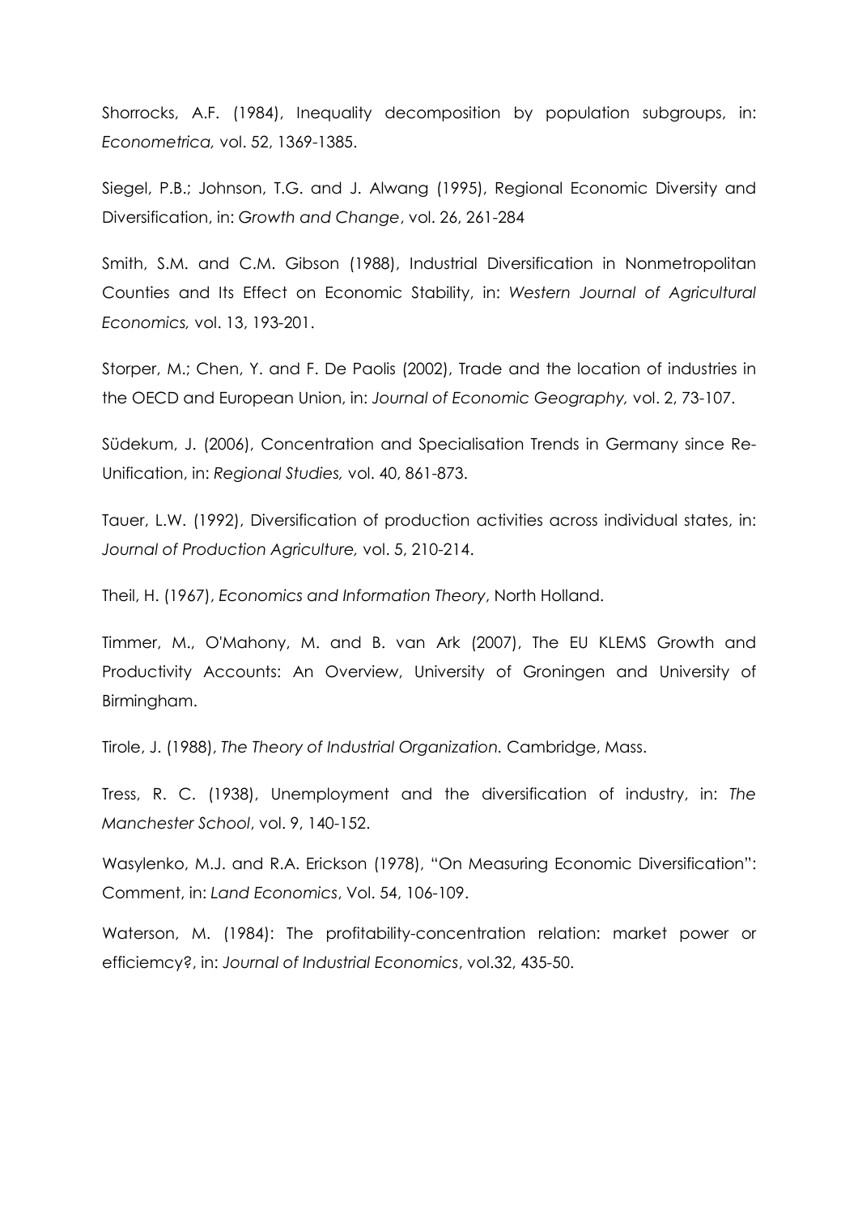Shorrocks, A.F. (1984), Inequality decomposition by population subgroups, in: *Econometrica,* vol. 52, 1369-1385.

Siegel, P.B.; Johnson, T.G. and J. Alwang (1995), Regional Economic Diversity and Diversification, in: *Growth and Change*, vol. 26, 261-284

Smith, S.M. and C.M. Gibson (1988), Industrial Diversification in Nonmetropolitan Counties and Its Effect on Economic Stability, in: *Western Journal of Agricultural Economics,* vol. 13, 193-201.

Storper, M.; Chen, Y. and F. De Paolis (2002), Trade and the location of industries in the OECD and European Union, in: *Journal of Economic Geography,* vol. 2, 73-107.

Südekum, J. (2006), Concentration and Specialisation Trends in Germany since Re-Unification, in: *Regional Studies,* vol. 40, 861-873.

Tauer, L.W. (1992), Diversification of production activities across individual states, in: *Journal of Production Agriculture,* vol. 5, 210-214.

Theil, H. (1967), *Economics and Information Theory*, North Holland.

Timmer, M., O'Mahony, M. and B. van Ark (2007), The EU KLEMS Growth and Productivity Accounts: An Overview, University of Groningen and University of Birmingham.

Tirole, J. (1988), *The Theory of Industrial Organization.* Cambridge, Mass.

Tress, R. C. (1938), Unemployment and the diversification of industry, in: *The Manchester School*, vol. 9, 140-152.

Wasylenko, M.J. and R.A. Erickson (1978), "On Measuring Economic Diversification": Comment, in: *Land Economics*, Vol. 54, 106-109.

Waterson, M. (1984): The profitability-concentration relation: market power or efficiemcy?, in: *Journal of Industrial Economics*, vol.32, 435-50.